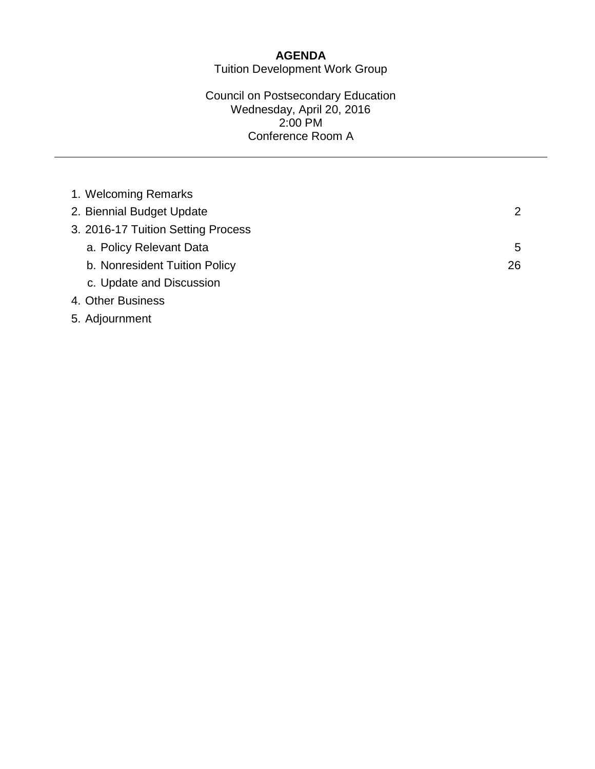# AGENDA

Tuition Development Work Group

Council on Postsecondary Education
Wednesday, April 20, 2016
2:00 PM
Conference Room A

---

| | |
|---|---|
| 1. Welcoming Remarks | |
| 2. Biennial Budget Update | 2 |
| 3. 2016-17 Tuition Setting Process | |
| a. Policy Relevant Data | 5 |
| b. Nonresident Tuition Policy | 26 |
| c. Update and Discussion | |
| 4. Other Business | |
| 5. Adjournment | |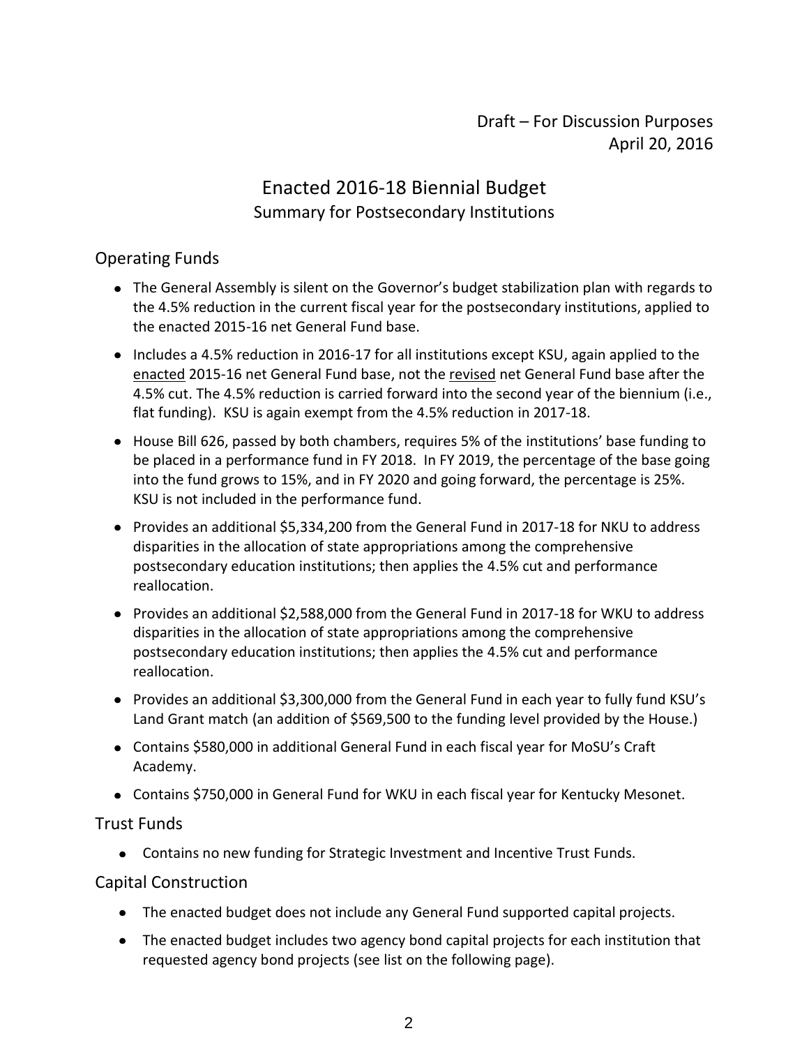Draft – For Discussion Purposes
April 20, 2016

# Enacted 2016-18 Biennial Budget

## Summary for Postsecondary Institutions

### Operating Funds

- The General Assembly is silent on the Governor's budget stabilization plan with regards to the 4.5% reduction in the current fiscal year for the postsecondary institutions, applied to the enacted 2015-16 net General Fund base.
- Includes a 4.5% reduction in 2016-17 for all institutions except KSU, again applied to the enacted 2015-16 net General Fund base, not the revised net General Fund base after the 4.5% cut. The 4.5% reduction is carried forward into the second year of the biennium (i.e., flat funding). KSU is again exempt from the 4.5% reduction in 2017-18.
- House Bill 626, passed by both chambers, requires 5% of the institutions' base funding to be placed in a performance fund in FY 2018. In FY 2019, the percentage of the base going into the fund grows to 15%, and in FY 2020 and going forward, the percentage is 25%. KSU is not included in the performance fund.
- Provides an additional $5,334,200 from the General Fund in 2017-18 for NKU to address disparities in the allocation of state appropriations among the comprehensive postsecondary education institutions; then applies the 4.5% cut and performance reallocation.
- Provides an additional $2,588,000 from the General Fund in 2017-18 for WKU to address disparities in the allocation of state appropriations among the comprehensive postsecondary education institutions; then applies the 4.5% cut and performance reallocation.
- Provides an additional $3,300,000 from the General Fund in each year to fully fund KSU's Land Grant match (an addition of $569,500 to the funding level provided by the House.)
- Contains $580,000 in additional General Fund in each fiscal year for MoSU's Craft Academy.
- Contains $750,000 in General Fund for WKU in each fiscal year for Kentucky Mesonet.

### Trust Funds

- Contains no new funding for Strategic Investment and Incentive Trust Funds.

### Capital Construction

- The enacted budget does not include any General Fund supported capital projects.
- The enacted budget includes two agency bond capital projects for each institution that requested agency bond projects (see list on the following page).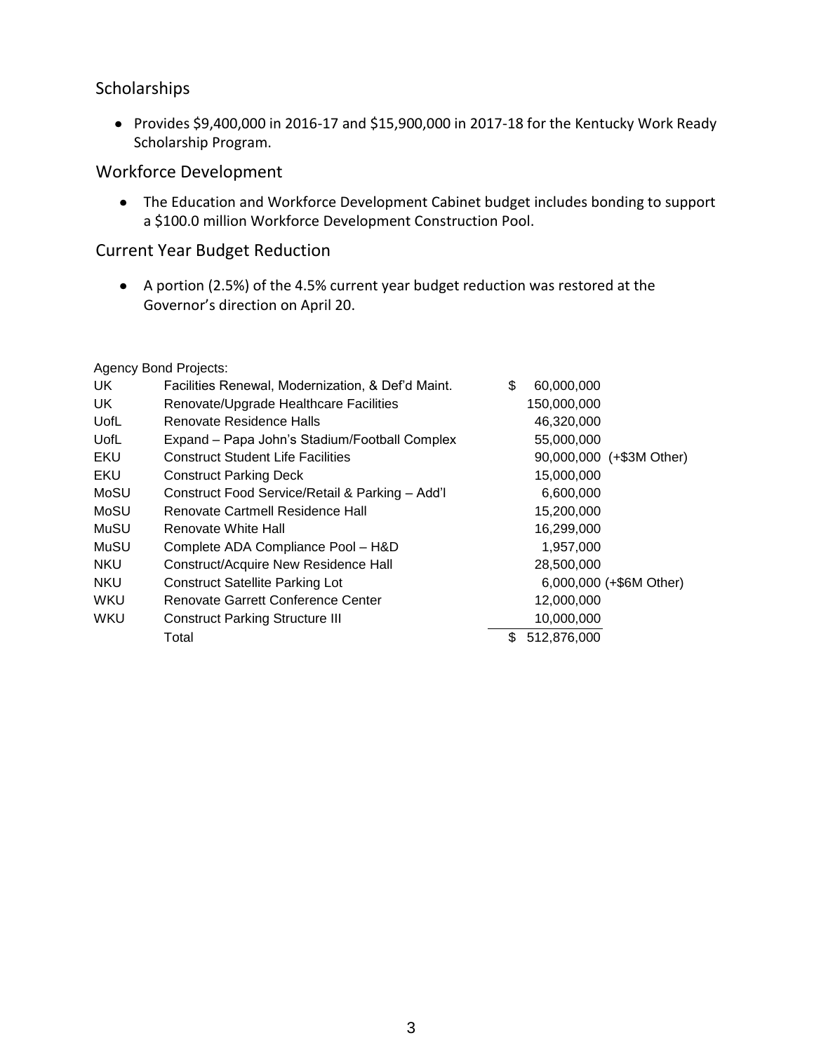## Scholarships

- Provides \$9,400,000 in 2016-17 and \$15,900,000 in 2017-18 for the Kentucky Work Ready Scholarship Program.

## Workforce Development

- The Education and Workforce Development Cabinet budget includes bonding to support a \$100.0 million Workforce Development Construction Pool.

## Current Year Budget Reduction

- A portion (2.5%) of the 4.5% current year budget reduction was restored at the Governor's direction on April 20.

Agency Bond Projects:

| | | | |
|---|---|---|---|
| UK | Facilities Renewal, Modernization, & Def'd Maint. | $ 60,000,000 | |
| UK | Renovate/Upgrade Healthcare Facilities | 150,000,000 | |
| UofL | Renovate Residence Halls | 46,320,000 | |
| UofL | Expand – Papa John's Stadium/Football Complex | 55,000,000 | |
| EKU | Construct Student Life Facilities | 90,000,000 | (+$3M Other) |
| EKU | Construct Parking Deck | 15,000,000 | |
| MoSU | Construct Food Service/Retail & Parking – Add'l | 6,600,000 | |
| MoSU | Renovate Cartmell Residence Hall | 15,200,000 | |
| MuSU | Renovate White Hall | 16,299,000 | |
| MuSU | Complete ADA Compliance Pool – H&D | 1,957,000 | |
| NKU | Construct/Acquire New Residence Hall | 28,500,000 | |
| NKU | Construct Satellite Parking Lot | 6,000,000 | (+$6M Other) |
| WKU | Renovate Garrett Conference Center | 12,000,000 | |
| WKU | Construct Parking Structure III | 10,000,000 | |
| | Total | $ 512,876,000 | |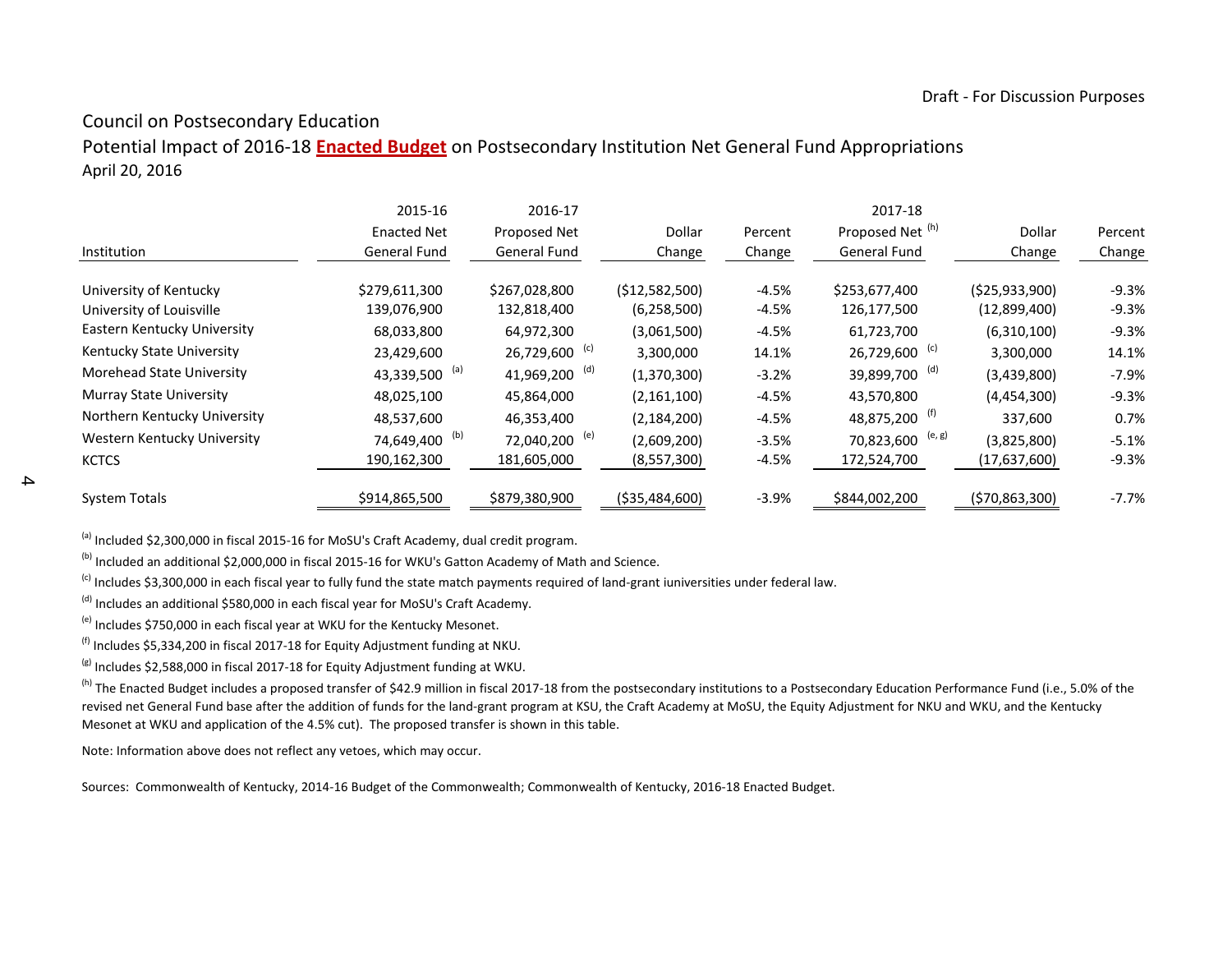Draft - For Discussion Purposes

# Council on Postsecondary Education

## Potential Impact of 2016-18 **Enacted Budget** on Postsecondary Institution Net General Fund Appropriations

April 20, 2016

| Institution | 2015-16 Enacted Net General Fund | 2016-17 Proposed Net General Fund | Dollar Change | Percent Change | 2017-18 Proposed Net [h] General Fund | Dollar Change | Percent Change |
|---|---|---|---|---|---|---|---|
| University of Kentucky | $279,611,300 | $267,028,800 | ($12,582,500) | -4.5% | $253,677,400 | ($25,933,900) | -9.3% |
| University of Louisville | 139,076,900 | 132,818,400 | (6,258,500) | -4.5% | 126,177,500 | (12,899,400) | -9.3% |
| Eastern Kentucky University | 68,033,800 | 64,972,300 | (3,061,500) | -4.5% | 61,723,700 | (6,310,100) | -9.3% |
| Kentucky State University | 23,429,600 | 26,729,600 [c] | 3,300,000 | 14.1% | 26,729,600 [c] | 3,300,000 | 14.1% |
| Morehead State University | 43,339,500 [a] | 41,969,200 [d] | (1,370,300) | -3.2% | 39,899,700 [d] | (3,439,800) | -7.9% |
| Murray State University | 48,025,100 | 45,864,000 | (2,161,100) | -4.5% | 43,570,800 | (4,454,300) | -9.3% |
| Northern Kentucky University | 48,537,600 | 46,353,400 | (2,184,200) | -4.5% | 48,875,200 [f] | 337,600 | 0.7% |
| Western Kentucky University | 74,649,400 [b] | 72,040,200 [e] | (2,609,200) | -3.5% | 70,823,600 [e, g] | (3,825,800) | -5.1% |
| KCTCS | 190,162,300 | 181,605,000 | (8,557,300) | -4.5% | 172,524,700 | (17,637,600) | -9.3% |
| System Totals | $914,865,500 | $879,380,900 | ($35,484,600) | -3.9% | $844,002,200 | ($70,863,300) | -7.7% |

[a] Included $2,300,000 in fiscal 2015-16 for MoSU's Craft Academy, dual credit program.

[b] Included an additional $2,000,000 in fiscal 2015-16 for WKU's Gatton Academy of Math and Science.

[c] Includes $3,300,000 in each fiscal year to fully fund the state match payments required of land-grant iuniversities under federal law.

[d] Includes an additional $580,000 in each fiscal year for MoSU's Craft Academy.

[e] Includes $750,000 in each fiscal year at WKU for the Kentucky Mesonet.

[f] Includes $5,334,200 in fiscal 2017-18 for Equity Adjustment funding at NKU.

[g] Includes $2,588,000 in fiscal 2017-18 for Equity Adjustment funding at WKU.

[h] The Enacted Budget includes a proposed transfer of $42.9 million in fiscal 2017-18 from the postsecondary institutions to a Postsecondary Education Performance Fund (i.e., 5.0% of the revised net General Fund base after the addition of funds for the land-grant program at KSU, the Craft Academy at MoSU, the Equity Adjustment for NKU and WKU, and the Kentucky Mesonet at WKU and application of the 4.5% cut). The proposed transfer is shown in this table.

Note: Information above does not reflect any vetoes, which may occur.

Sources: Commonwealth of Kentucky, 2014-16 Budget of the Commonwealth; Commonwealth of Kentucky, 2016-18 Enacted Budget.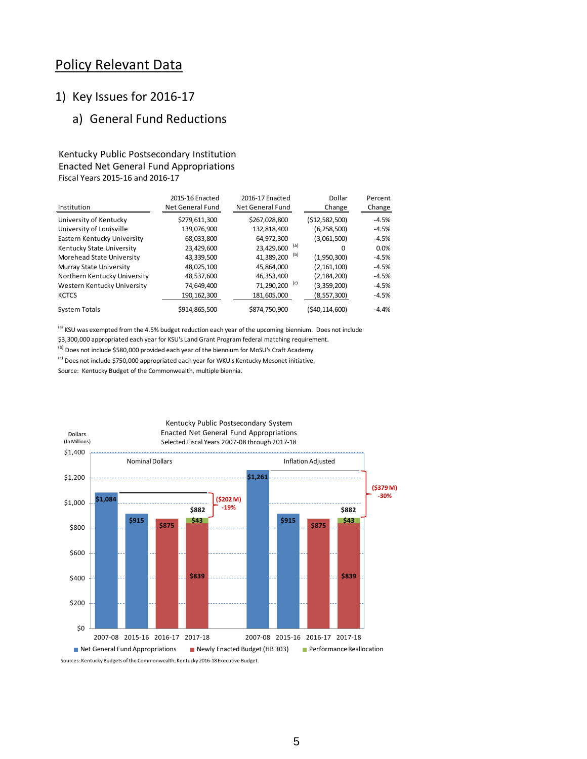# Policy Relevant Data

## 1) Key Issues for 2016-17

### a) General Fund Reductions

Kentucky Public Postsecondary Institution
Enacted Net General Fund Appropriations
Fiscal Years 2015-16 and 2016-17

| Institution | 2015-16 Enacted Net General Fund | 2016-17 Enacted Net General Fund | Dollar Change | Percent Change |
|---|---|---|---|---|
| University of Kentucky | $279,611,300 | $267,028,800 | ($12,582,500) | -4.5% |
| University of Louisville | 139,076,900 | 132,818,400 | (6,258,500) | -4.5% |
| Eastern Kentucky University | 68,033,800 | 64,972,300 | (3,061,500) | -4.5% |
| Kentucky State University | 23,429,600 | 23,429,600 [(a)] | 0 | 0.0% |
| Morehead State University | 43,339,500 | 41,389,200 [(b)] | (1,950,300) | -4.5% |
| Murray State University | 48,025,100 | 45,864,000 | (2,161,100) | -4.5% |
| Northern Kentucky University | 48,537,600 | 46,353,400 | (2,184,200) | -4.5% |
| Western Kentucky University | 74,649,400 | 71,290,200 [(c)] | (3,359,200) | -4.5% |
| KCTCS | 190,162,300 | 181,605,000 | (8,557,300) | -4.5% |
| System Totals | $914,865,500 | $874,750,900 | ($40,114,600) | -4.4% |

[(a)] KSU was exempted from the 4.5% budget reduction each year of the upcoming biennium. Does not include $3,300,000 appropriated each year for KSU's Land Grant Program federal matching requirement.

[(b)] Does not include $580,000 provided each year of the biennium for MoSU's Craft Academy.

[(c)] Does not include $750,000 appropriated each year for WKU's Kentucky Mesonet initiative.

Source: Kentucky Budget of the Commonwealth, multiple biennia.

Kentucky Public Postsecondary System
Enacted Net General Fund Appropriations
Selected Fiscal Years 2007-08 through 2017-18

Dollars (In Millions)

| | Nominal Dollars | | | | Inflation Adjusted | | | |
|---|---|---|---|---|---|---|---|---|
| Fiscal Year | 2007-08 | 2015-16 | 2016-17 | 2017-18 | 2007-08 | 2015-16 | 2016-17 | 2017-18 |
| Net General Fund Appropriations | $1,084 | $915 | | | $1,261 | $915 | | |
| Newly Enacted Budget (HB 303) | | | $875 | $839 | | | $875 | $839 |
| Performance Reallocation | | | | $43 | | | | $43 |
| Total | $1,084 | $915 | $875 | $882 | $1,261 | $915 | $875 | $882 |

Nominal change 2007-08 to 2017-18: ($202 M) -19%

Inflation adjusted change 2007-08 to 2017-18: ($379 M) -30%

Sources: Kentucky Budgets of the Commonwealth; Kentucky 2016-18 Executive Budget.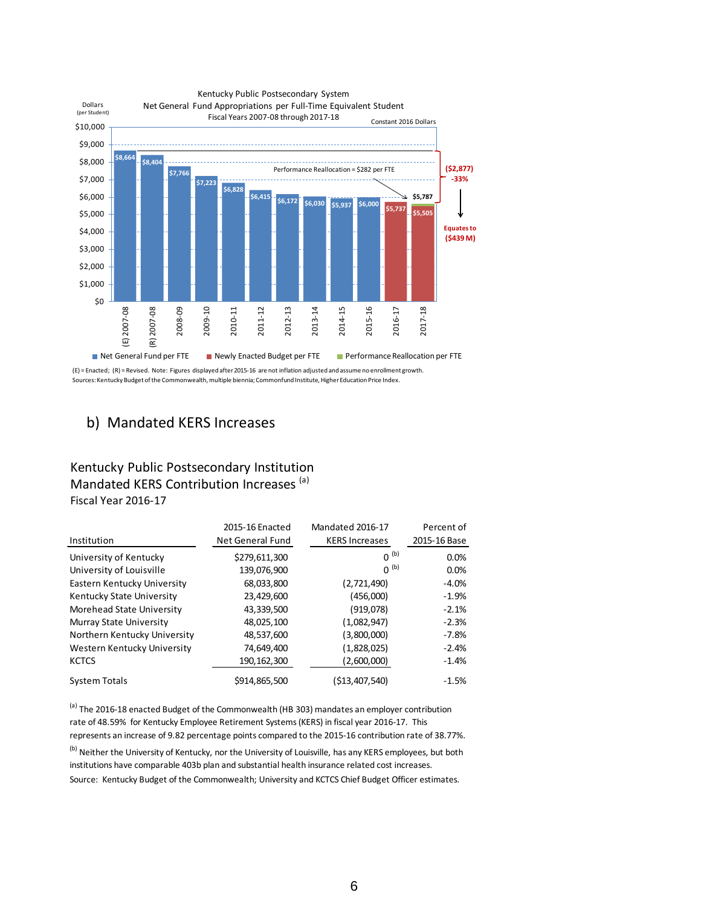Kentucky Public Postsecondary System
Net General Fund Appropriations per Full-Time Equivalent Student
Fiscal Years 2007-08 through 2017-18
Constant 2016 Dollars

Dollars (per Student)

| Fiscal Year | Net General Fund per FTE |
|---|---|
| (E) 2007-08 | $8,664 |
| (R) 2007-08 | $8,404 |
| 2008-09 | $7,766 |
| 2009-10 | $7,223 |
| 2010-11 | $6,828 |
| 2011-12 | $6,415 |
| 2012-13 | $6,172 |
| 2013-14 | $6,030 |
| 2014-15 | $5,937 |
| 2015-16 | $6,000 |
| 2016-17 | $5,737 |
| 2017-18 | $5,505 |

Performance Reallocation = $282 per FTE

$5,787

($2,877) -33%

Equates to ($439 M)

Net General Fund per FTE; Newly Enacted Budget per FTE; Performance Reallocation per FTE

(E) = Enacted; (R) = Revised. Note: Figures displayed after 2015-16 are not inflation adjusted and assume no enrollment growth.
Sources: Kentucky Budget of the Commonwealth, multiple biennia; Commonfund Institute, Higher Education Price Index.

## b) Mandated KERS Increases

### Kentucky Public Postsecondary Institution Mandated KERS Contribution Increases [(a)]
Fiscal Year 2016-17

| Institution | 2015-16 Enacted Net General Fund | Mandated 2016-17 KERS Increases | Percent of 2015-16 Base |
|---|---|---|---|
| University of Kentucky | $279,611,300 | 0 [(b)] | 0.0% |
| University of Louisville | 139,076,900 | 0 [(b)] | 0.0% |
| Eastern Kentucky University | 68,033,800 | (2,721,490) | -4.0% |
| Kentucky State University | 23,429,600 | (456,000) | -1.9% |
| Morehead State University | 43,339,500 | (919,078) | -2.1% |
| Murray State University | 48,025,100 | (1,082,947) | -2.3% |
| Northern Kentucky University | 48,537,600 | (3,800,000) | -7.8% |
| Western Kentucky University | 74,649,400 | (1,828,025) | -2.4% |
| KCTCS | 190,162,300 | (2,600,000) | -1.4% |
| System Totals | $914,865,500 | ($13,407,540) | -1.5% |

[(a)] The 2016-18 enacted Budget of the Commonwealth (HB 303) mandates an employer contribution rate of 48.59% for Kentucky Employee Retirement Systems (KERS) in fiscal year 2016-17. This represents an increase of 9.82 percentage points compared to the 2015-16 contribution rate of 38.77%.

[(b)] Neither the University of Kentucky, nor the University of Louisville, has any KERS employees, but both institutions have comparable 403b plan and substantial health insurance related cost increases.

Source: Kentucky Budget of the Commonwealth; University and KCTCS Chief Budget Officer estimates.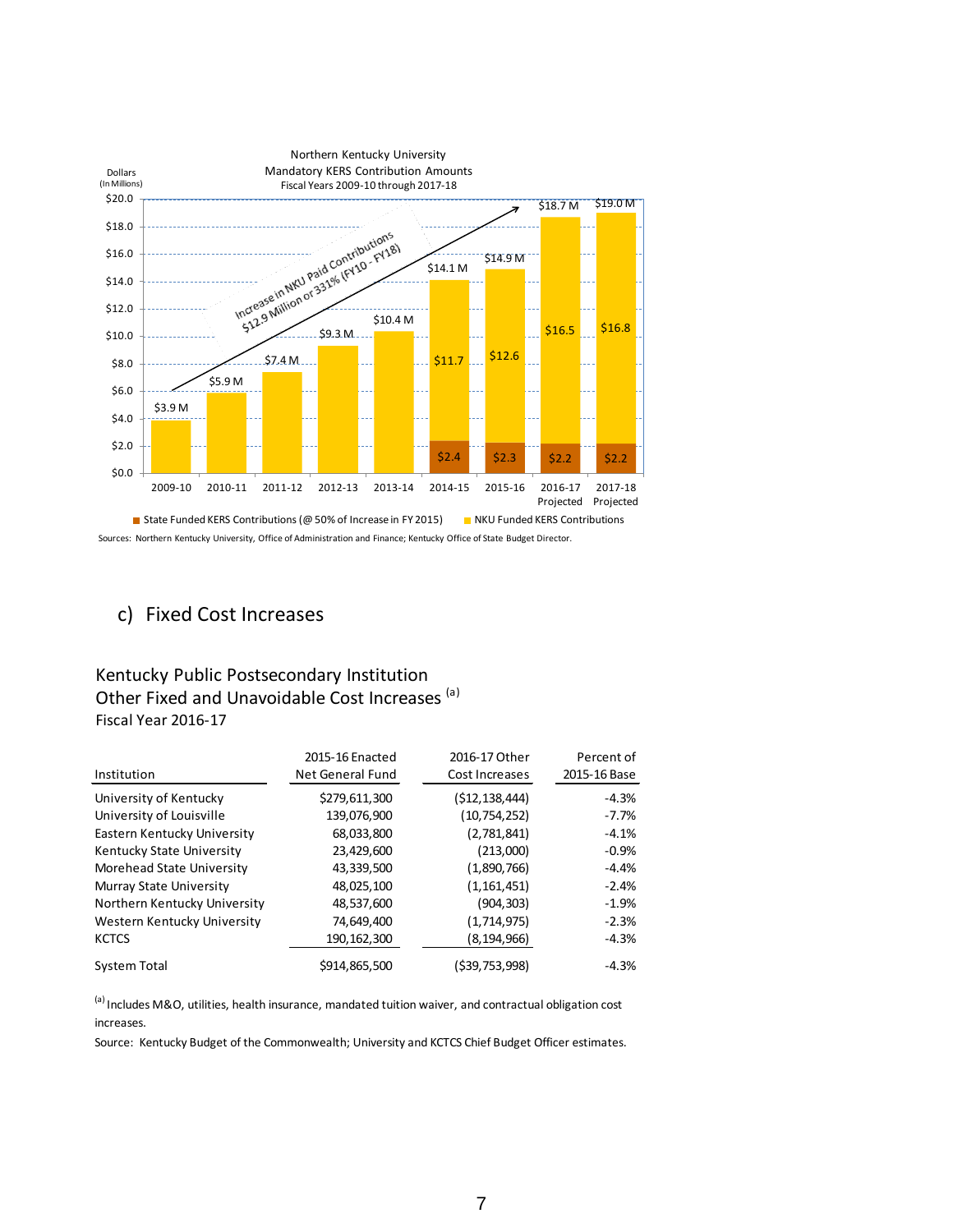Northern Kentucky University
Mandatory KERS Contribution Amounts
Fiscal Years 2009-10 through 2017-18

| Fiscal Year | State Funded KERS Contributions (@ 50% of Increase in FY 2015) | NKU Funded KERS Contributions | Total |
|---|---|---|---|
| 2009-10 | | | $3.9 M |
| 2010-11 | | | $5.9 M |
| 2011-12 | | | $7.4 M |
| 2012-13 | | | $9.3 M |
| 2013-14 | | | $10.4 M |
| 2014-15 | $2.4 | $11.7 | $14.1 M |
| 2015-16 | $2.3 | $12.6 | $14.9 M |
| 2016-17 Projected | $2.2 | $16.5 | $18.7 M |
| 2017-18 Projected | $2.2 | $16.8 | $19.0 M |

Increase in NKU Paid Contributions $12.9 Million or 331% (FY10 - FY18)

Dollars (In Millions)

Sources: Northern Kentucky University, Office of Administration and Finance; Kentucky Office of State Budget Director.

## c) Fixed Cost Increases

Kentucky Public Postsecondary Institution
Other Fixed and Unavoidable Cost Increases [(a)]
Fiscal Year 2016-17

| Institution | 2015-16 Enacted Net General Fund | 2016-17 Other Cost Increases | Percent of 2015-16 Base |
|---|---|---|---|
| University of Kentucky | $279,611,300 | ($12,138,444) | -4.3% |
| University of Louisville | 139,076,900 | (10,754,252) | -7.7% |
| Eastern Kentucky University | 68,033,800 | (2,781,841) | -4.1% |
| Kentucky State University | 23,429,600 | (213,000) | -0.9% |
| Morehead State University | 43,339,500 | (1,890,766) | -4.4% |
| Murray State University | 48,025,100 | (1,161,451) | -2.4% |
| Northern Kentucky University | 48,537,600 | (904,303) | -1.9% |
| Western Kentucky University | 74,649,400 | (1,714,975) | -2.3% |
| KCTCS | 190,162,300 | (8,194,966) | -4.3% |
| System Total | $914,865,500 | ($39,753,998) | -4.3% |

[(a)] Includes M&O, utilities, health insurance, mandated tuition waiver, and contractual obligation cost increases.

Source: Kentucky Budget of the Commonwealth; University and KCTCS Chief Budget Officer estimates.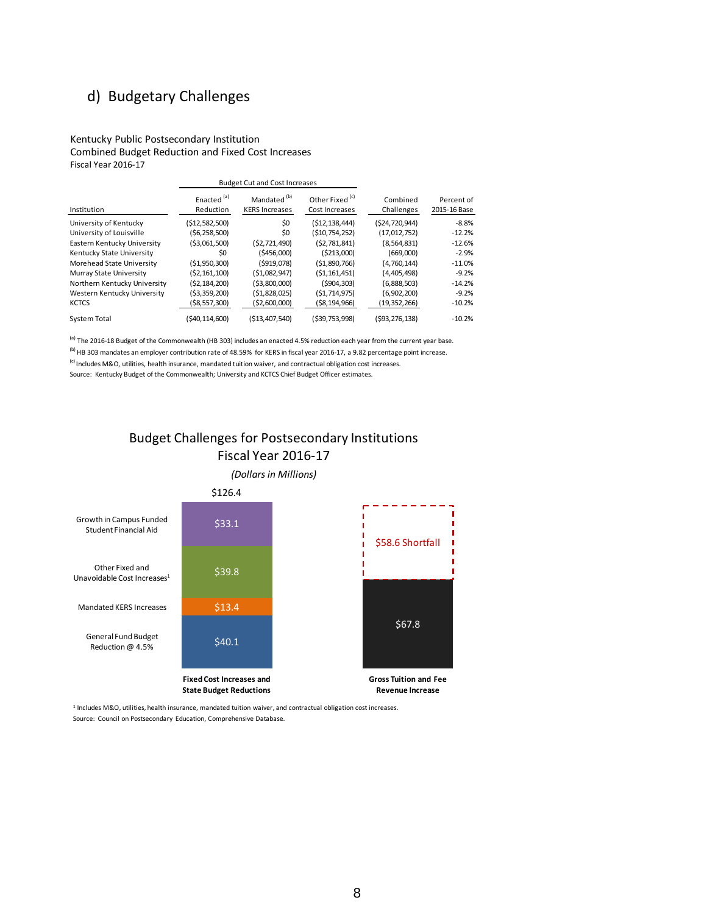## d) Budgetary Challenges

Kentucky Public Postsecondary Institution
Combined Budget Reduction and Fixed Cost Increases
Fiscal Year 2016-17

| | Budget Cut and Cost Increases | | | | |
|---|---|---|---|---|---|
| Institution | Enacted [a] Reduction | Mandated [b] KERS Increases | Other Fixed [c] Cost Increases | Combined Challenges | Percent of 2015-16 Base |
| University of Kentucky | ($12,582,500) | $0 | ($12,138,444) | ($24,720,944) | -8.8% |
| University of Louisville | ($6,258,500) | $0 | ($10,754,252) | (17,012,752) | -12.2% |
| Eastern Kentucky University | ($3,061,500) | ($2,721,490) | ($2,781,841) | (8,564,831) | -12.6% |
| Kentucky State University | $0 | ($456,000) | ($213,000) | (669,000) | -2.9% |
| Morehead State University | ($1,950,300) | ($919,078) | ($1,890,766) | (4,760,144) | -11.0% |
| Murray State University | ($2,161,100) | ($1,082,947) | ($1,161,451) | (4,405,498) | -9.2% |
| Northern Kentucky University | ($2,184,200) | ($3,800,000) | ($904,303) | (6,888,503) | -14.2% |
| Western Kentucky University | ($3,359,200) | ($1,828,025) | ($1,714,975) | (6,902,200) | -9.2% |
| KCTCS | ($8,557,300) | ($2,600,000) | ($8,194,966) | (19,352,266) | -10.2% |
| System Total | ($40,114,600) | ($13,407,540) | ($39,753,998) | ($93,276,138) | -10.2% |

[a] The 2016-18 Budget of the Commonwealth (HB 303) includes an enacted 4.5% reduction each year from the current year base.
[b] HB 303 mandates an employer contribution rate of 48.59% for KERS in fiscal year 2016-17, a 9.82 percentage point increase.
[c] Includes M&O, utilities, health insurance, mandated tuition waiver, and contractual obligation cost increases.
Source: Kentucky Budget of the Commonwealth; University and KCTCS Chief Budget Officer estimates.

Budget Challenges for Postsecondary Institutions
Fiscal Year 2016-17
*(Dollars in Millions)*

| | Fixed Cost Increases and State Budget Reductions | Gross Tuition and Fee Revenue Increase |
|---|---|---|
| Growth in Campus Funded Student Financial Aid | $33.1 | |
| Other Fixed and Unavoidable Cost Increases[1] | $39.8 | |
| Mandated KERS Increases | $13.4 | |
| General Fund Budget Reduction @ 4.5% | $40.1 | |
| Revenue | | $67.8 |
| Shortfall | | $58.6 Shortfall |
| Total | $126.4 | |

[1] Includes M&O, utilities, health insurance, mandated tuition waiver, and contractual obligation cost increases.
Source: Council on Postsecondary Education, Comprehensive Database.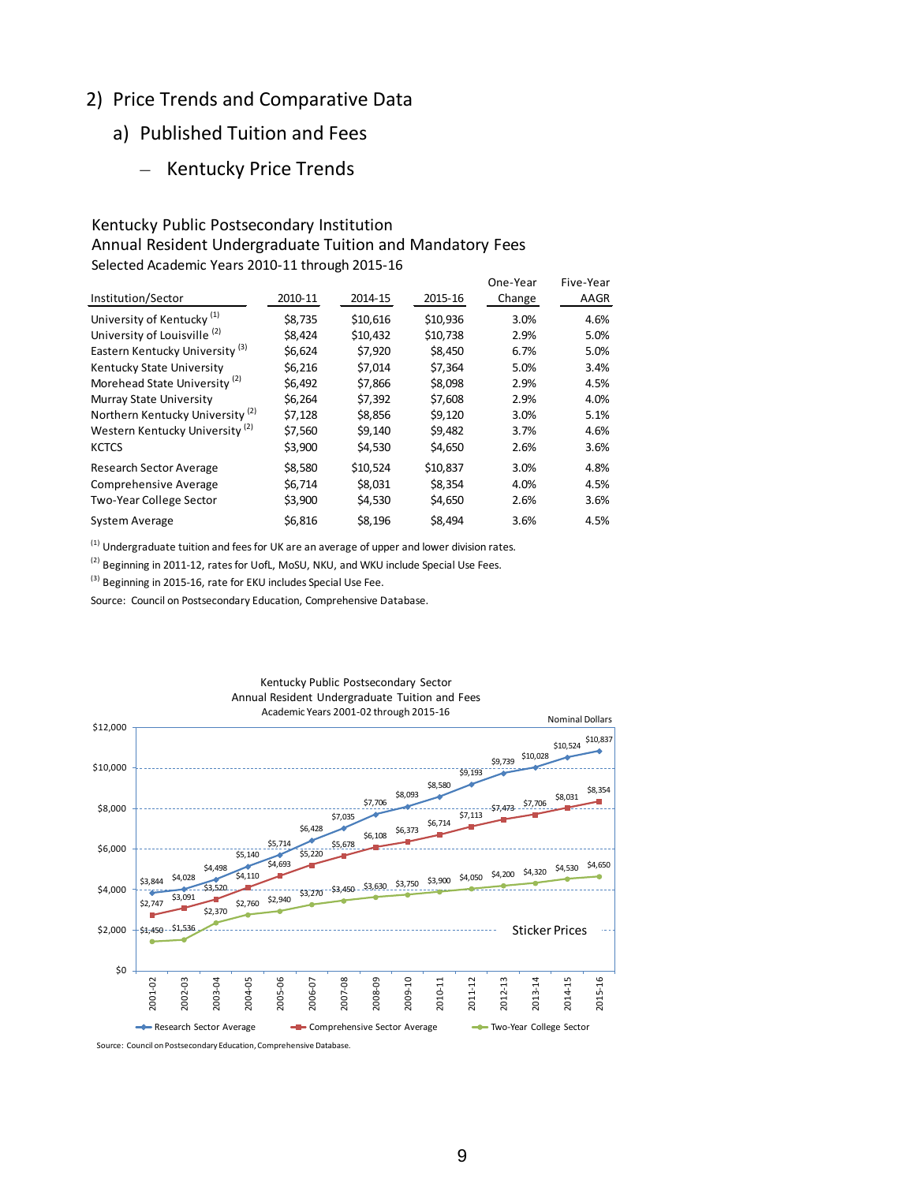## 2) Price Trends and Comparative Data

### a) Published Tuition and Fees

#### – Kentucky Price Trends

Kentucky Public Postsecondary Institution
Annual Resident Undergraduate Tuition and Mandatory Fees
Selected Academic Years 2010-11 through 2015-16

| Institution/Sector | 2010-11 | 2014-15 | 2015-16 | One-Year Change | Five-Year AAGR |
|---|---|---|---|---|---|
| University of Kentucky [1] | $8,735 | $10,616 | $10,936 | 3.0% | 4.6% |
| University of Louisville [2] | $8,424 | $10,432 | $10,738 | 2.9% | 5.0% |
| Eastern Kentucky University [3] | $6,624 | $7,920 | $8,450 | 6.7% | 5.0% |
| Kentucky State University | $6,216 | $7,014 | $7,364 | 5.0% | 3.4% |
| Morehead State University [2] | $6,492 | $7,866 | $8,098 | 2.9% | 4.5% |
| Murray State University | $6,264 | $7,392 | $7,608 | 2.9% | 4.0% |
| Northern Kentucky University [2] | $7,128 | $8,856 | $9,120 | 3.0% | 5.1% |
| Western Kentucky University [2] | $7,560 | $9,140 | $9,482 | 3.7% | 4.6% |
| KCTCS | $3,900 | $4,530 | $4,650 | 2.6% | 3.6% |
| Research Sector Average | $8,580 | $10,524 | $10,837 | 3.0% | 4.8% |
| Comprehensive Average | $6,714 | $8,031 | $8,354 | 4.0% | 4.5% |
| Two-Year College Sector | $3,900 | $4,530 | $4,650 | 2.6% | 3.6% |
| System Average | $6,816 | $8,196 | $8,494 | 3.6% | 4.5% |

[1] Undergraduate tuition and fees for UK are an average of upper and lower division rates.

[2] Beginning in 2011-12, rates for UofL, MoSU, NKU, and WKU include Special Use Fees.

[3] Beginning in 2015-16, rate for EKU includes Special Use Fee.

Source: Council on Postsecondary Education, Comprehensive Database.

Kentucky Public Postsecondary Sector
Annual Resident Undergraduate Tuition and Fees
Academic Years 2001-02 through 2015-16

Nominal Dollars

| Academic Year | Research Sector Average | Comprehensive Sector Average | Two-Year College Sector |
|---|---|---|---|
| 2001-02 | $3,844 | $2,747 | $1,450 |
| 2002-03 | $4,028 | $3,091 | $1,536 |
| 2003-04 | $4,498 | $3,520 | $2,370 |
| 2004-05 | $5,140 | $4,110 | $2,760 |
| 2005-06 | $5,714 | $4,693 | $2,940 |
| 2006-07 | $6,428 | $5,220 | $3,270 |
| 2007-08 | $7,035 | $5,678 | $3,450 |
| 2008-09 | $7,706 | $6,108 | $3,630 |
| 2009-10 | $8,093 | $6,373 | $3,750 |
| 2010-11 | $8,580 | $6,714 | $3,900 |
| 2011-12 | $9,193 | $7,113 | $4,050 |
| 2012-13 | $9,739 | $7,473 | $4,200 |
| 2013-14 | $10,028 | $7,706 | $4,320 |
| 2014-15 | $10,524 | $8,031 | $4,530 |
| 2015-16 | $10,837 | $8,354 | $4,650 |

Sticker Prices

Source: Council on Postsecondary Education, Comprehensive Database.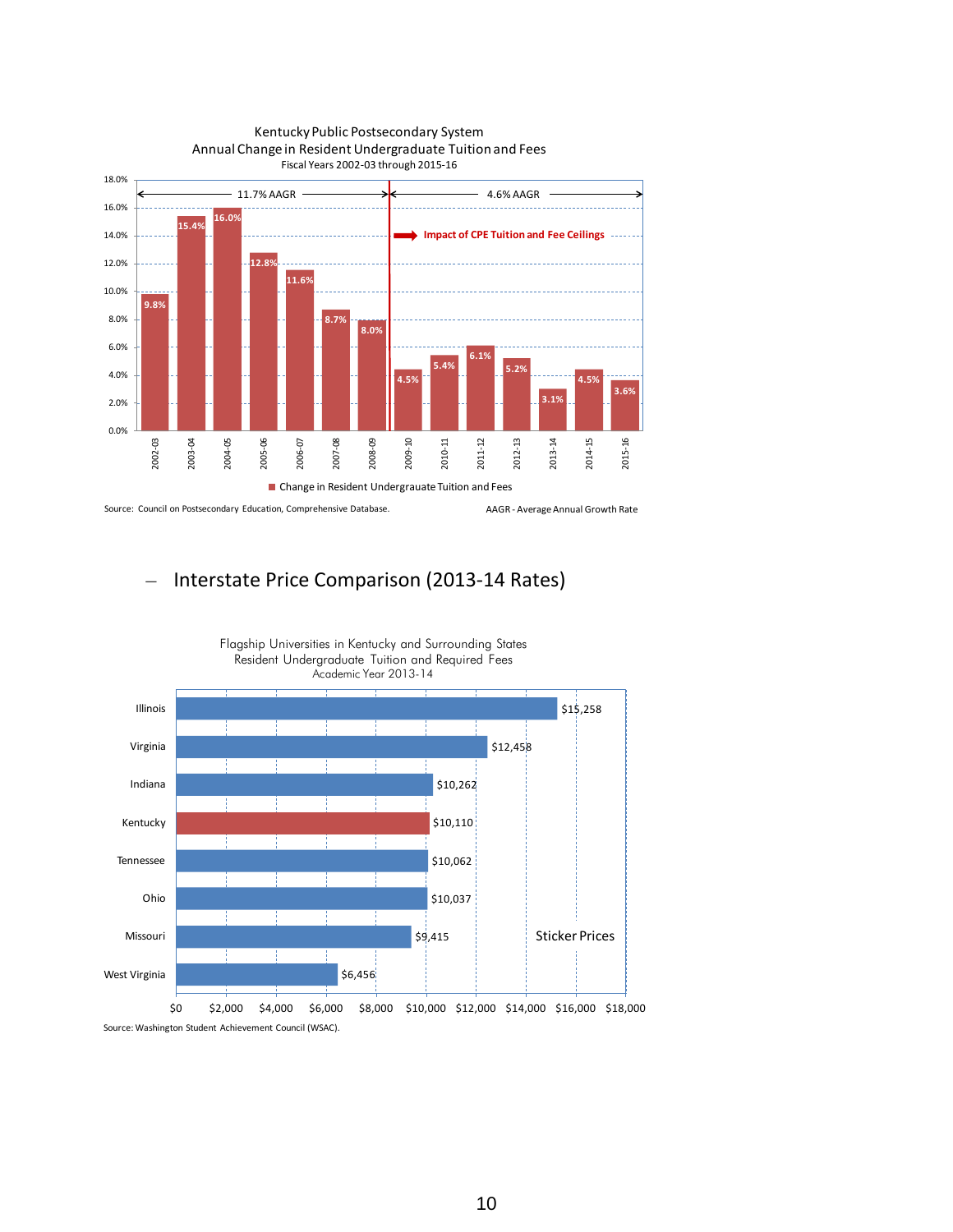Kentucky Public Postsecondary System
Annual Change in Resident Undergraduate Tuition and Fees
Fiscal Years 2002-03 through 2015-16

| Fiscal Year | Change in Resident Undergrauate Tuition and Fees |
|---|---|
| 2002-03 | 9.8% |
| 2003-04 | 15.4% |
| 2004-05 | 16.0% |
| 2005-06 | 12.8% |
| 2006-07 | 11.6% |
| 2007-08 | 8.7% |
| 2008-09 | 8.0% |
| 2009-10 | 4.5% |
| 2010-11 | 5.4% |
| 2011-12 | 6.1% |
| 2012-13 | 5.2% |
| 2013-14 | 3.1% |
| 2014-15 | 4.5% |
| 2015-16 | 3.6% |

11.7% AAGR (2002-03 through 2008-09); 4.6% AAGR (2009-10 through 2015-16)

Impact of CPE Tuition and Fee Ceilings

Source: Council on Postsecondary Education, Comprehensive Database.

AAGR - Average Annual Growth Rate

– Interstate Price Comparison (2013-14 Rates)

Flagship Universities in Kentucky and Surrounding States
Resident Undergraduate Tuition and Required Fees
Academic Year 2013-14

Sticker Prices

| State | Tuition and Required Fees |
|---|---|
| Illinois | $15,258 |
| Virginia | $12,458 |
| Indiana | $10,262 |
| Kentucky | $10,110 |
| Tennessee | $10,062 |
| Ohio | $10,037 |
| Missouri | $9,415 |
| West Virginia | $6,456 |

Source: Washington Student Achievement Council (WSAC).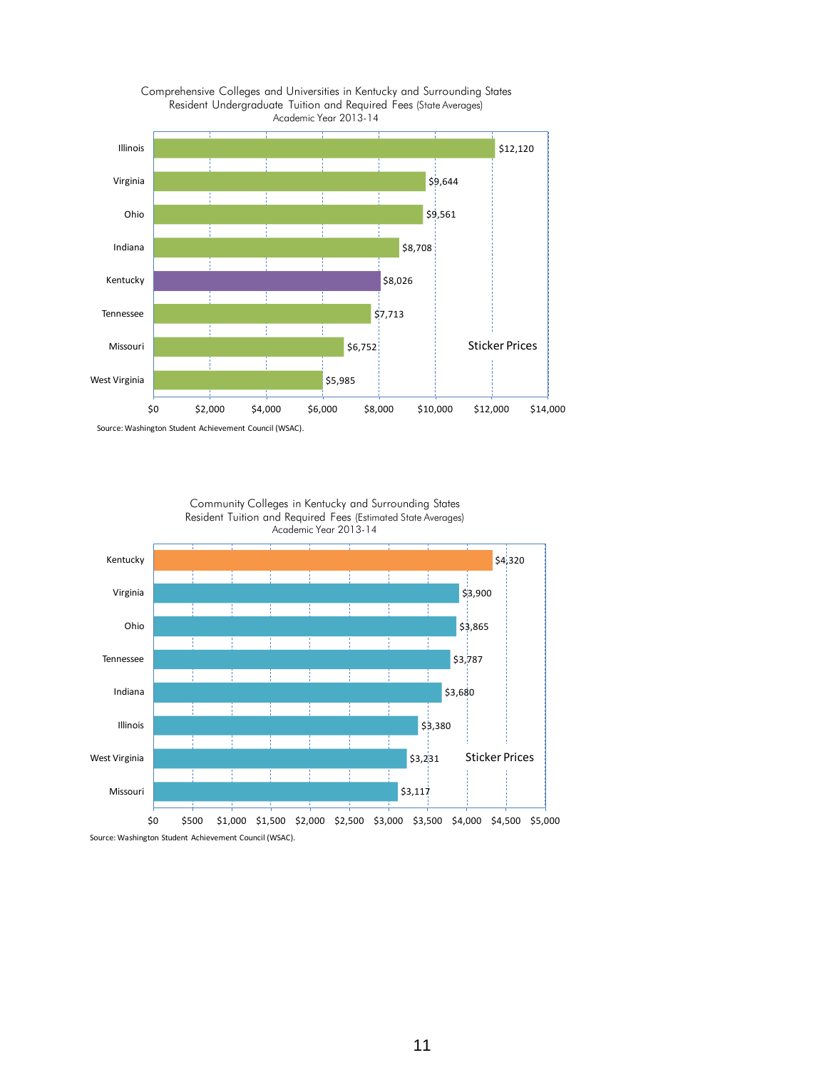Comprehensive Colleges and Universities in Kentucky and Surrounding States
Resident Undergraduate Tuition and Required Fees (State Averages)
Academic Year 2013-14

| State | Tuition and Required Fees |
| --- | --- |
| Illinois | $12,120 |
| Virginia | $9,644 |
| Ohio | $9,561 |
| Indiana | $8,708 |
| Kentucky | $8,026 |
| Tennessee | $7,713 |
| Missouri | $6,752 |
| West Virginia | $5,985 |

Sticker Prices

Source: Washington Student Achievement Council (WSAC).

Community Colleges in Kentucky and Surrounding States
Resident Tuition and Required Fees (Estimated State Averages)
Academic Year 2013-14

| State | Tuition and Required Fees |
| --- | --- |
| Kentucky | $4,320 |
| Virginia | $3,900 |
| Ohio | $3,865 |
| Tennessee | $3,787 |
| Indiana | $3,680 |
| Illinois | $3,380 |
| West Virginia | $3,231 |
| Missouri | $3,117 |

Sticker Prices

Source: Washington Student Achievement Council (WSAC).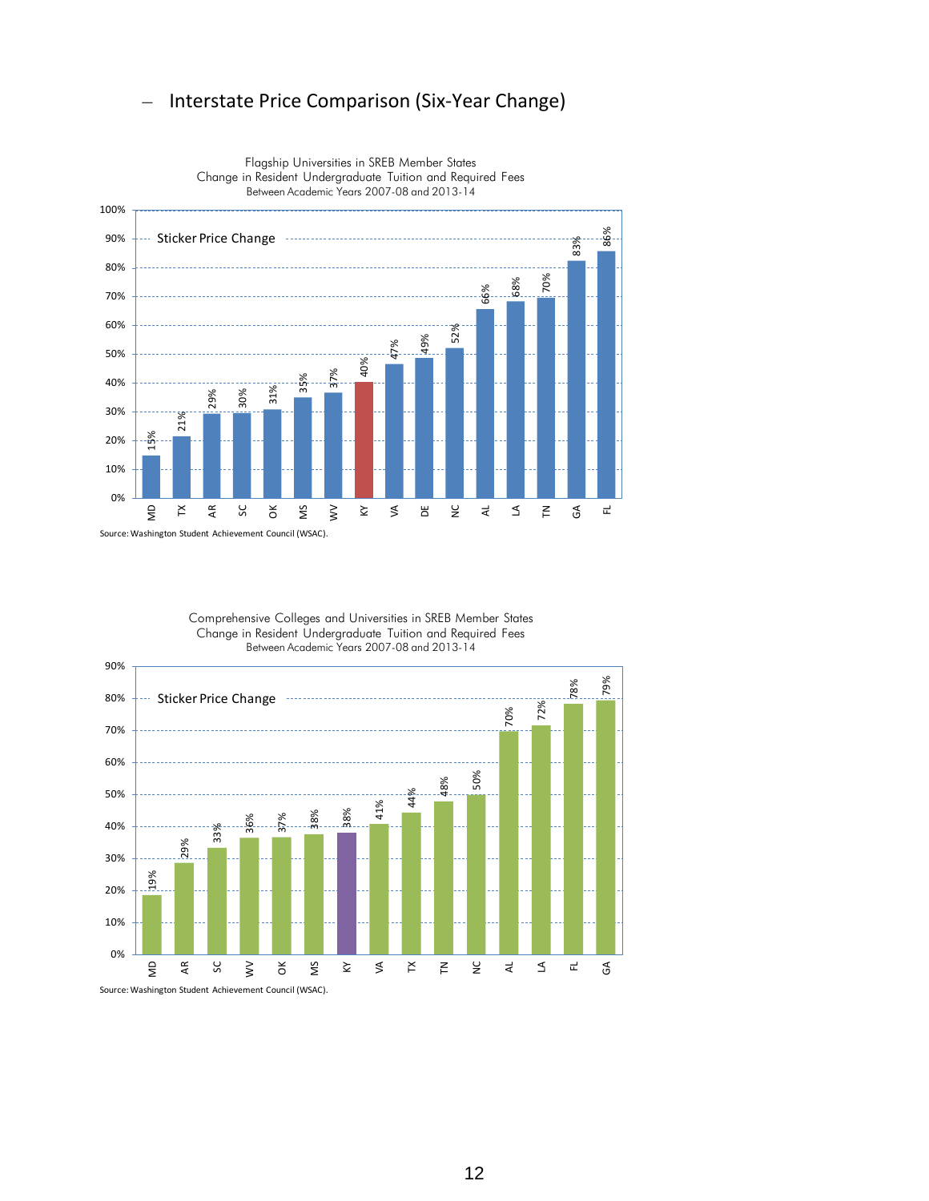– Interstate Price Comparison (Six-Year Change)

Flagship Universities in SREB Member States
Change in Resident Undergraduate Tuition and Required Fees
Between Academic Years 2007-08 and 2013-14

Sticker Price Change

| State | Change |
| --- | --- |
| MD | 15% |
| TX | 21% |
| AR | 29% |
| SC | 30% |
| OK | 31% |
| MS | 35% |
| WV | 37% |
| KY | 40% |
| VA | 47% |
| DE | 49% |
| NC | 52% |
| AL | 66% |
| LA | 68% |
| TN | 70% |
| GA | 83% |
| FL | 86% |

Source: Washington Student Achievement Council (WSAC).

Comprehensive Colleges and Universities in SREB Member States
Change in Resident Undergraduate Tuition and Required Fees
Between Academic Years 2007-08 and 2013-14

Sticker Price Change

| State | Change |
| --- | --- |
| MD | 19% |
| AR | 29% |
| SC | 33% |
| WV | 36% |
| OK | 37% |
| MS | 38% |
| KY | 38% |
| VA | 41% |
| TX | 44% |
| TN | 48% |
| NC | 50% |
| AL | 70% |
| LA | 72% |
| FL | 78% |
| GA | 79% |

Source: Washington Student Achievement Council (WSAC).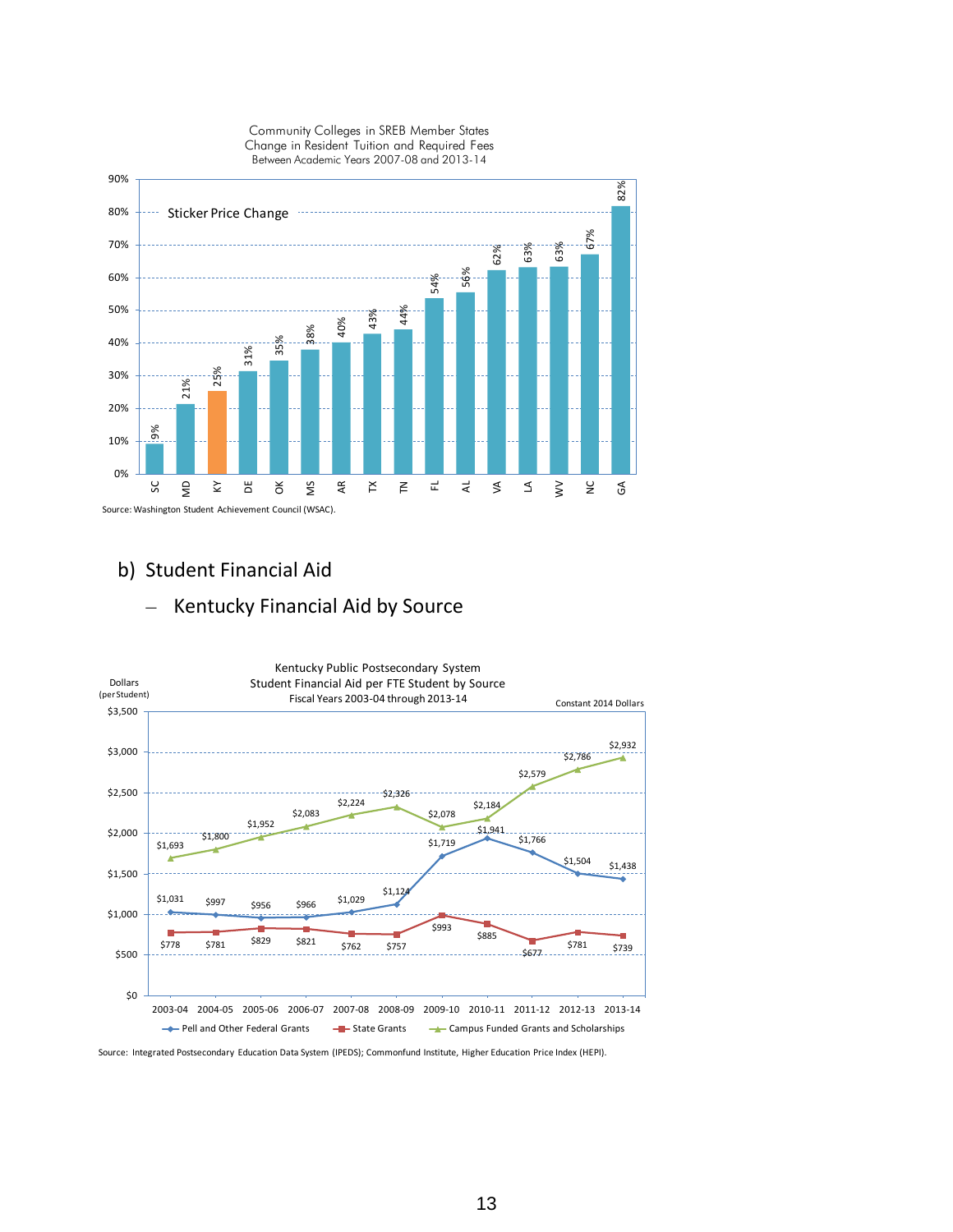Community Colleges in SREB Member States
Change in Resident Tuition and Required Fees
Between Academic Years 2007-08 and 2013-14

Sticker Price Change

| State | Change |
|---|---|
| SC | 9% |
| MD | 21% |
| KY | 25% |
| DE | 31% |
| OK | 35% |
| MS | 38% |
| AR | 40% |
| TX | 43% |
| TN | 44% |
| FL | 54% |
| AL | 56% |
| VA | 62% |
| LA | 63% |
| WV | 63% |
| NC | 67% |
| GA | 82% |

Source: Washington Student Achievement Council (WSAC).

## b) Student Financial Aid

### – Kentucky Financial Aid by Source

Kentucky Public Postsecondary System
Student Financial Aid per FTE Student by Source
Fiscal Years 2003-04 through 2013-14

Dollars (per Student) — Constant 2014 Dollars

| Fiscal Year | Pell and Other Federal Grants | State Grants | Campus Funded Grants and Scholarships |
|---|---|---|---|
| 2003-04 | $1,031 | $778 | $1,693 |
| 2004-05 | $997 | $781 | $1,800 |
| 2005-06 | $956 | $829 | $1,952 |
| 2006-07 | $966 | $821 | $2,083 |
| 2007-08 | $1,029 | $762 | $2,224 |
| 2008-09 | $1,124 | $757 | $2,326 |
| 2009-10 | $1,719 | $993 | $2,078 |
| 2010-11 | $1,941 | $885 | $2,184 |
| 2011-12 | $1,766 | $677 | $2,579 |
| 2012-13 | $1,504 | $781 | $2,786 |
| 2013-14 | $1,438 | $739 | $2,932 |

Source: Integrated Postsecondary Education Data System (IPEDS); Commonfund Institute, Higher Education Price Index (HEPI).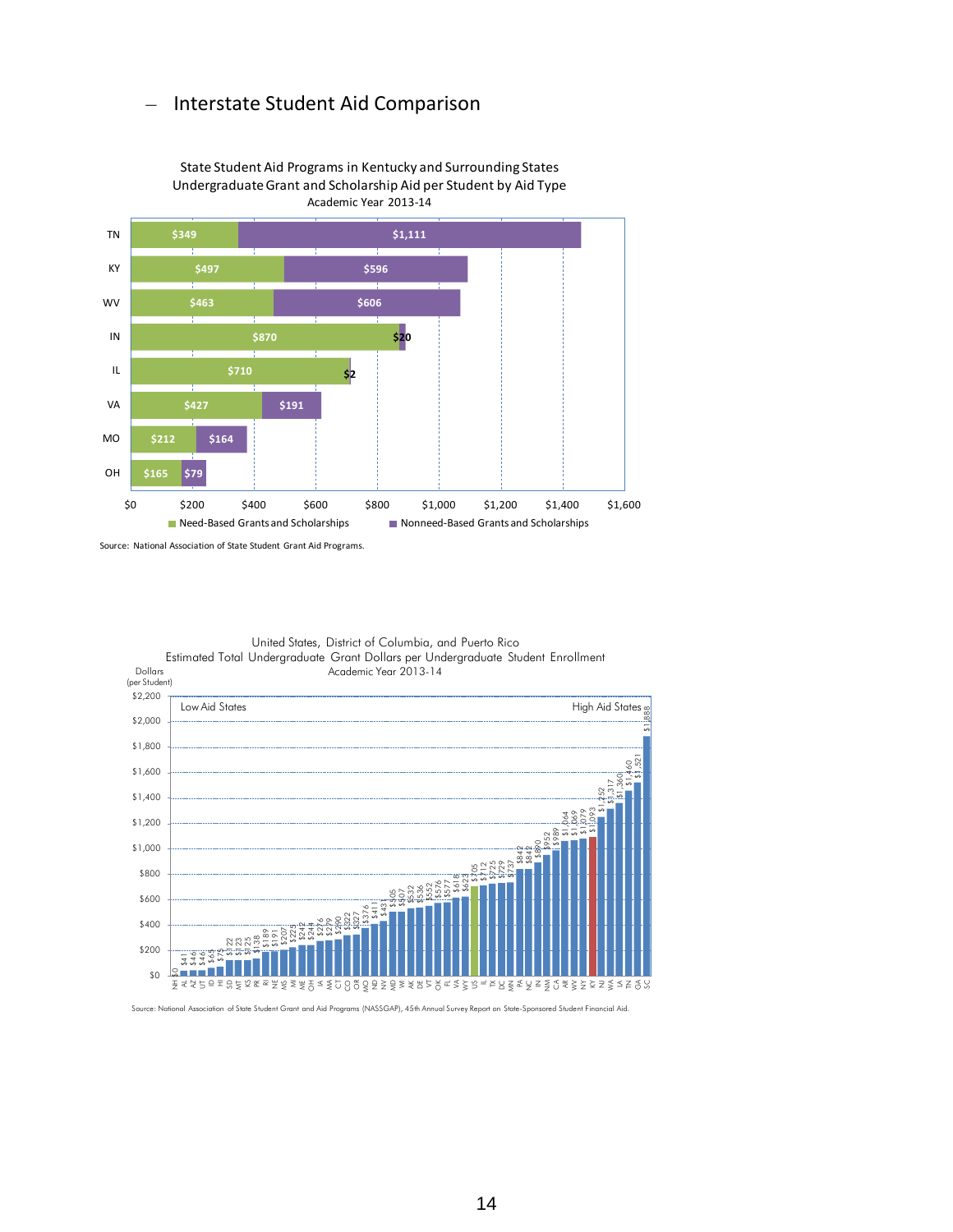## Interstate Student Aid Comparison

**State Student Aid Programs in Kentucky and Surrounding States**
**Undergraduate Grant and Scholarship Aid per Student by Aid Type**
**Academic Year 2013-14**

| State | Need-Based Grants and Scholarships | Nonneed-Based Grants and Scholarships |
|---|---|---|
| TN | $349 | $1,111 |
| KY | $497 | $596 |
| WV | $463 | $606 |
| IN | $870 | $20 |
| IL | $710 | $2 |
| VA | $427 | $191 |
| MO | $212 | $164 |
| OH | $165 | $79 |

Source: National Association of State Student Grant Aid Programs.

**United States, District of Columbia, and Puerto Rico**
**Estimated Total Undergraduate Grant Dollars per Undergraduate Student Enrollment**
**Academic Year 2013-14**

Dollars (per Student)

Low Aid States — High Aid States

| State | Dollars |
|---|---|
| NH | $0 |
| AL | $41 |
| AZ | $46 |
| UT | $46 |
| ID | $63 |
| HI | $75 |
| SD | $122 |
| MT | $123 |
| KS | $125 |
| PR | $138 |
| RI | $189 |
| NE | $191 |
| MS | $207 |
| MI | $225 |
| ME | $242 |
| OH | $244 |
| IA | $276 |
| MA | $279 |
| CT | $290 |
| CO | $322 |
| OR | $327 |
| MO | $376 |
| ND | $411 |
| NV | $431 |
| MD | $505 |
| WI | $507 |
| AK | $532 |
| DE | $536 |
| VT | $552 |
| OK | $576 |
| FL | $577 |
| VA | $618 |
| WY | $623 |
| US | $705 |
| IL | $712 |
| TX | $725 |
| DC | $729 |
| MN | $737 |
| PA | $842 |
| NC | $842 |
| IN | $890 |
| NM | $952 |
| CA | $989 |
| AR | $1,064 |
| WV | $1,069 |
| NY | $1,079 |
| KY | $1,093 |
| NJ | $1,252 |
| WA | $1,317 |
| LA | $1,360 |
| TN | $1,460 |
| GA | $1,521 |
| SC | $1,888 |

Source: National Association of State Student Grant and Aid Programs (NASSGAP), 45th Annual Survey Report on State-Sponsored Student Financial Aid.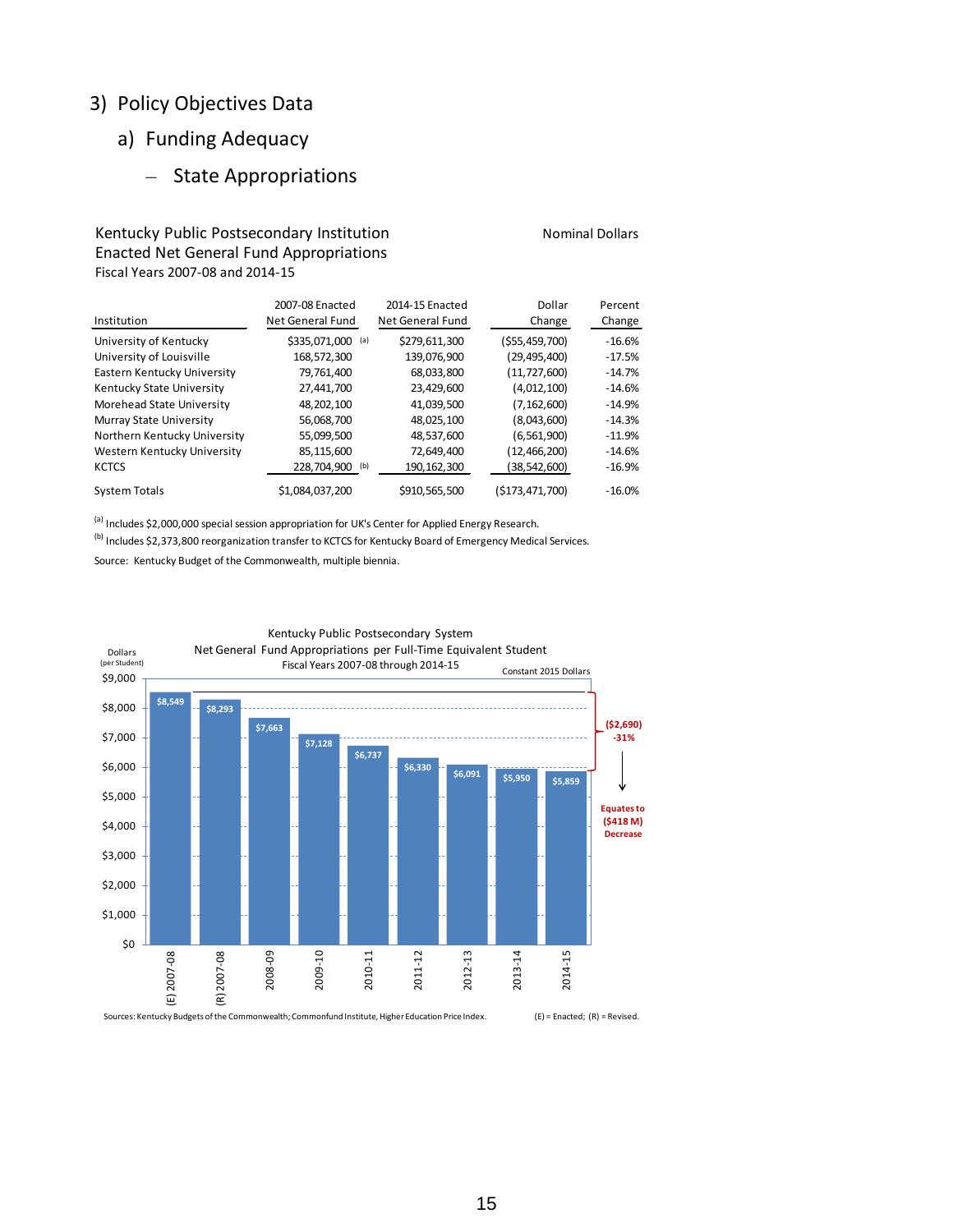# 3) Policy Objectives Data

## a) Funding Adequacy

### – State Appropriations

Kentucky Public Postsecondary Institution
Enacted Net General Fund Appropriations
Fiscal Years 2007-08 and 2014-15

Nominal Dollars

| Institution | 2007-08 Enacted Net General Fund | 2014-15 Enacted Net General Fund | Dollar Change | Percent Change |
|---|---|---|---|---|
| University of Kentucky | $335,071,000 [(a)] | $279,611,300 | ($55,459,700) | -16.6% |
| University of Louisville | 168,572,300 | 139,076,900 | (29,495,400) | -17.5% |
| Eastern Kentucky University | 79,761,400 | 68,033,800 | (11,727,600) | -14.7% |
| Kentucky State University | 27,441,700 | 23,429,600 | (4,012,100) | -14.6% |
| Morehead State University | 48,202,100 | 41,039,500 | (7,162,600) | -14.9% |
| Murray State University | 56,068,700 | 48,025,100 | (8,043,600) | -14.3% |
| Northern Kentucky University | 55,099,500 | 48,537,600 | (6,561,900) | -11.9% |
| Western Kentucky University | 85,115,600 | 72,649,400 | (12,466,200) | -14.6% |
| KCTCS | 228,704,900 [(b)] | 190,162,300 | (38,542,600) | -16.9% |
| System Totals | $1,084,037,200 | $910,565,500 | ($173,471,700) | -16.0% |

[(a)] Includes $2,000,000 special session appropriation for UK's Center for Applied Energy Research.

[(b)] Includes $2,373,800 reorganization transfer to KCTCS for Kentucky Board of Emergency Medical Services.

Source: Kentucky Budget of the Commonwealth, multiple biennia.

Kentucky Public Postsecondary System
Net General Fund Appropriations per Full-Time Equivalent Student
Fiscal Years 2007-08 through 2014-15

Constant 2015 Dollars

| Fiscal Year | Dollars (per Student) |
|---|---|
| (E) 2007-08 | $8,549 |
| (R) 2007-08 | $8,293 |
| 2008-09 | $7,663 |
| 2009-10 | $7,128 |
| 2010-11 | $6,737 |
| 2011-12 | $6,330 |
| 2012-13 | $6,091 |
| 2013-14 | $5,950 |
| 2014-15 | $5,859 |

($2,690) -31% — Equates to ($418 M) Decrease

Sources: Kentucky Budgets of the Commonwealth; Commonfund Institute, Higher Education Price Index.

(E) = Enacted; (R) = Revised.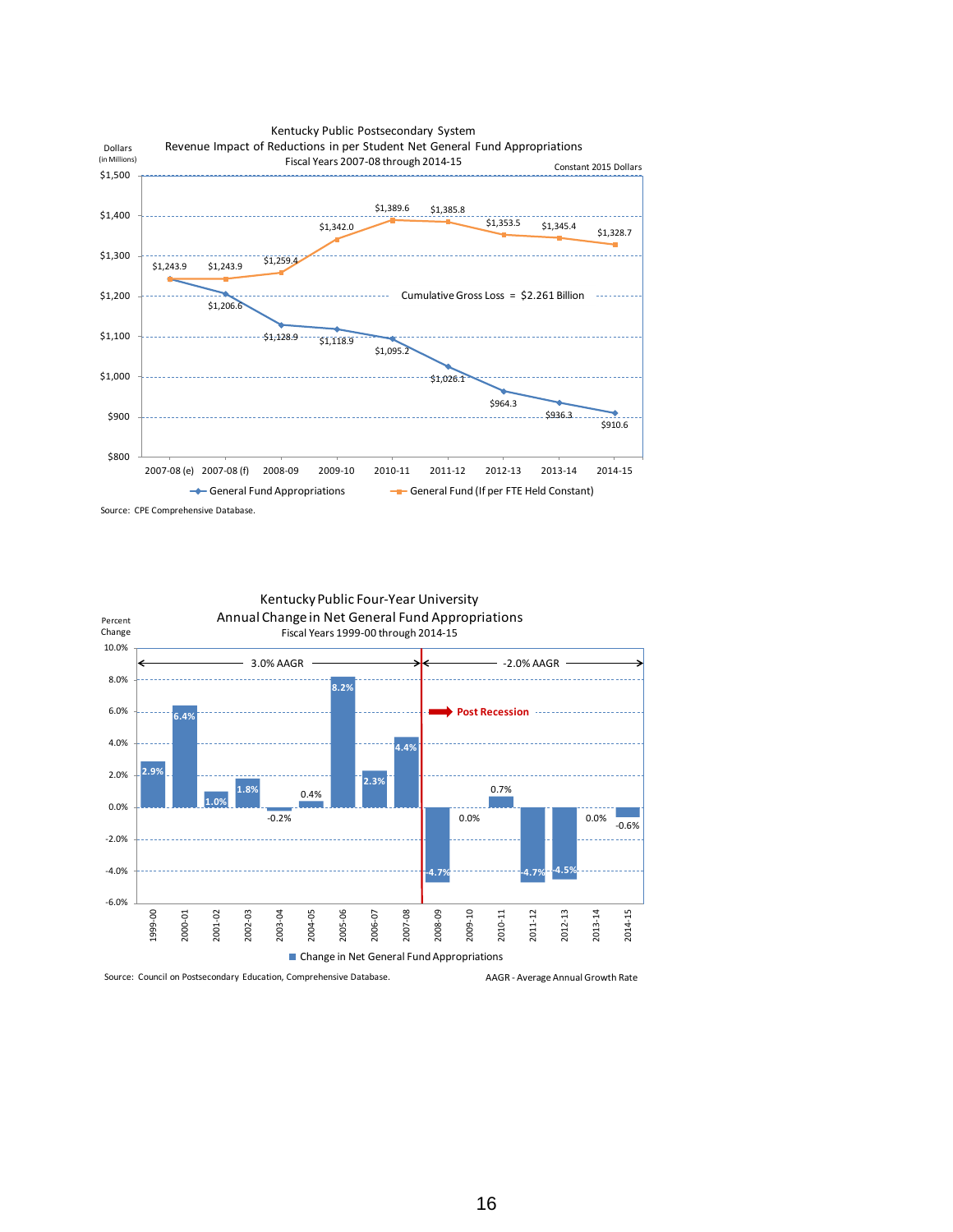## Kentucky Public Postsecondary System
### Revenue Impact of Reductions in per Student Net General Fund Appropriations
Fiscal Years 2007-08 through 2014-15

Constant 2015 Dollars

Dollars (in Millions)

| Fiscal Year | General Fund Appropriations | General Fund (If per FTE Held Constant) |
|---|---|---|
| 2007-08 (e) | $1,243.9 | $1,243.9 |
| 2007-08 (f) | $1,206.6 | $1,243.9 |
| 2008-09 | $1,128.9 | $1,259.4 |
| 2009-10 | $1,118.9 | $1,342.0 |
| 2010-11 | $1,095.2 | $1,389.6 |
| 2011-12 | $1,026.1 | $1,385.8 |
| 2012-13 | $964.3 | $1,353.5 |
| 2013-14 | $936.3 | $1,345.4 |
| 2014-15 | $910.6 | $1,328.7 |

Cumulative Gross Loss = $2.261 Billion

Source: CPE Comprehensive Database.

## Kentucky Public Four-Year University
### Annual Change in Net General Fund Appropriations
Fiscal Years 1999-00 through 2014-15

Percent Change

3.0% AAGR (1999-00 through 2007-08); -2.0% AAGR (2008-09 through 2014-15, Post Recession)

| Fiscal Year | Change in Net General Fund Appropriations |
|---|---|
| 1999-00 | 2.9% |
| 2000-01 | 6.4% |
| 2001-02 | 1.0% |
| 2002-03 | 1.8% |
| 2003-04 | -0.2% |
| 2004-05 | 0.4% |
| 2005-06 | 8.2% |
| 2006-07 | 2.3% |
| 2007-08 | 4.4% |
| 2008-09 | -4.7% |
| 2009-10 | 0.0% |
| 2010-11 | 0.7% |
| 2011-12 | -4.7% |
| 2012-13 | -4.5% |
| 2013-14 | 0.0% |
| 2014-15 | -0.6% |

Source: Council on Postsecondary Education, Comprehensive Database.

AAGR - Average Annual Growth Rate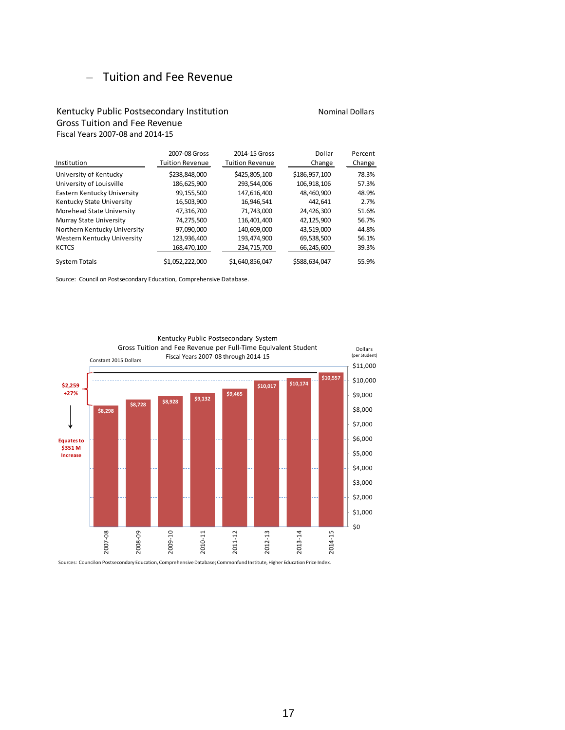## – Tuition and Fee Revenue

Kentucky Public Postsecondary Institution
Gross Tuition and Fee Revenue
Fiscal Years 2007-08 and 2014-15

Nominal Dollars

| Institution | 2007-08 Gross Tuition Revenue | 2014-15 Gross Tuition Revenue | Dollar Change | Percent Change |
|---|---|---|---|---|
| University of Kentucky | $238,848,000 | $425,805,100 | $186,957,100 | 78.3% |
| University of Louisville | 186,625,900 | 293,544,006 | 106,918,106 | 57.3% |
| Eastern Kentucky University | 99,155,500 | 147,616,400 | 48,460,900 | 48.9% |
| Kentucky State University | 16,503,900 | 16,946,541 | 442,641 | 2.7% |
| Morehead State University | 47,316,700 | 71,743,000 | 24,426,300 | 51.6% |
| Murray State University | 74,275,500 | 116,401,400 | 42,125,900 | 56.7% |
| Northern Kentucky University | 97,090,000 | 140,609,000 | 43,519,000 | 44.8% |
| Western Kentucky University | 123,936,400 | 193,474,900 | 69,538,500 | 56.1% |
| KCTCS | 168,470,100 | 234,715,700 | 66,245,600 | 39.3% |
| System Totals | $1,052,222,000 | $1,640,856,047 | $588,634,047 | 55.9% |

Source: Council on Postsecondary Education, Comprehensive Database.

Kentucky Public Postsecondary System
Gross Tuition and Fee Revenue per Full-Time Equivalent Student
Fiscal Years 2007-08 through 2014-15

Constant 2015 Dollars

| Fiscal Year | Dollars (per Student) |
|---|---|
| 2007-08 | $8,298 |
| 2008-09 | $8,728 |
| 2009-10 | $8,928 |
| 2010-11 | $9,132 |
| 2011-12 | $9,465 |
| 2012-13 | $10,017 |
| 2013-14 | $10,174 |
| 2014-15 | $10,557 |

$2,259 +27% — Equates to $351 M Increase

Sources: Council on Postsecondary Education, Comprehensive Database; Commonfund Institute, Higher Education Price Index.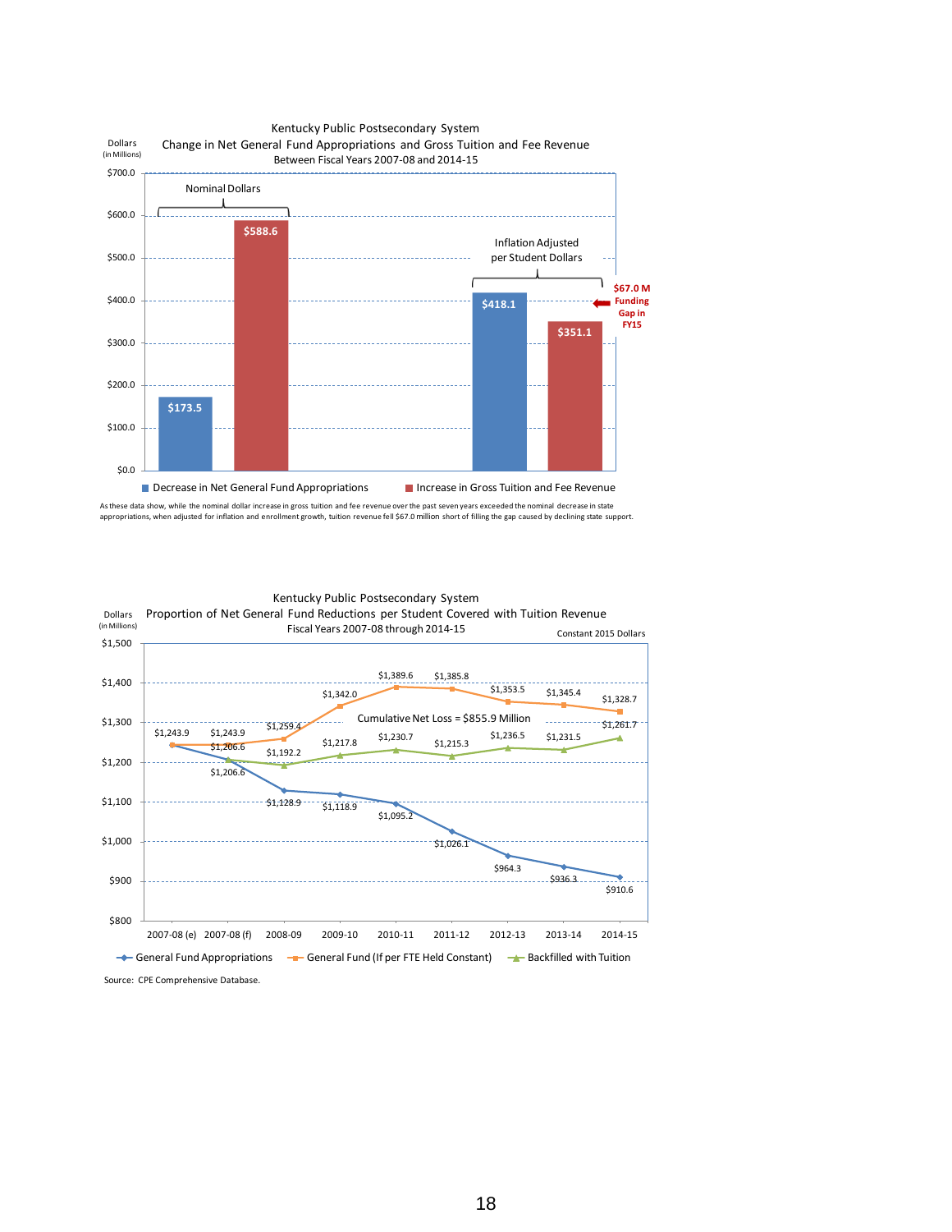**Kentucky Public Postsecondary System**
**Change in Net General Fund Appropriations and Gross Tuition and Fee Revenue**
**Between Fiscal Years 2007-08 and 2014-15**

Dollars (in Millions)

| | Decrease in Net General Fund Appropriations | Increase in Gross Tuition and Fee Revenue |
|---|---|---|
| Nominal Dollars | $173.5 | $588.6 |
| Inflation Adjusted per Student Dollars | $418.1 | $351.1 |

$67.0 M Funding Gap in FY15

As these data show, while the nominal dollar increase in gross tuition and fee revenue over the past seven years exceeded the nominal decrease in state appropriations, when adjusted for inflation and enrollment growth, tuition revenue fell $67.0 million short of filling the gap caused by declining state support.

**Kentucky Public Postsecondary System**
**Proportion of Net General Fund Reductions per Student Covered with Tuition Revenue**
**Fiscal Years 2007-08 through 2014-15**

Dollars (in Millions) — Constant 2015 Dollars

Cumulative Net Loss = $855.9 Million

| | 2007-08 (e) | 2007-08 (f) | 2008-09 | 2009-10 | 2010-11 | 2011-12 | 2012-13 | 2013-14 | 2014-15 |
|---|---|---|---|---|---|---|---|---|---|
| General Fund Appropriations | $1,243.9 | $1,206.6 | $1,128.9 | $1,118.9 | $1,095.2 | $1,026.1 | $964.3 | $936.3 | $910.6 |
| General Fund (If per FTE Held Constant) | $1,243.9 | $1,243.9 | $1,259.4 | $1,342.0 | $1,389.6 | $1,385.8 | $1,353.5 | $1,345.4 | $1,328.7 |
| Backfilled with Tuition | | $1,206.6 | $1,192.2 | $1,217.8 | $1,230.7 | $1,215.3 | $1,236.5 | $1,231.5 | $1,261.7 |

Source: CPE Comprehensive Database.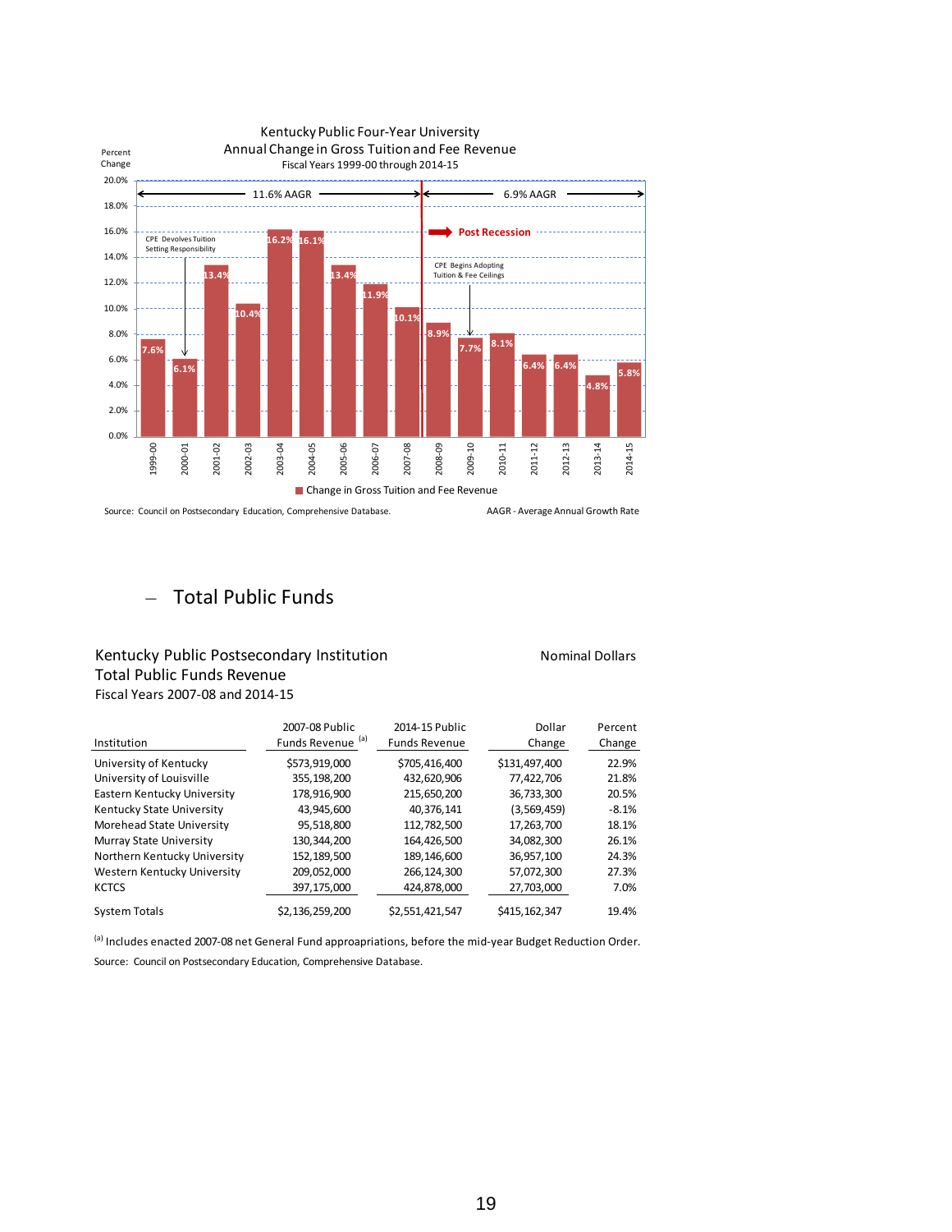Kentucky Public Four-Year University
Annual Change in Gross Tuition and Fee Revenue
Fiscal Years 1999-00 through 2014-15

| Fiscal Year | Percent Change |
|---|---|
| 1999-00 | 7.6% |
| 2000-01 | 6.1% |
| 2001-02 | 13.4% |
| 2002-03 | 10.4% |
| 2003-04 | 16.2% |
| 2004-05 | 16.1% |
| 2005-06 | 13.4% |
| 2006-07 | 11.9% |
| 2007-08 | 10.1% |
| 2008-09 | 8.9% |
| 2009-10 | 7.7% |
| 2010-11 | 8.1% |
| 2011-12 | 6.4% |
| 2012-13 | 6.4% |
| 2013-14 | 4.8% |
| 2014-15 | 5.8% |

11.6% AAGR (1999-00 through 2007-08); 6.9% AAGR (2008-09 through 2014-15, Post Recession)

CPE Devolves Tuition Setting Responsibility (2000-01)

CPE Begins Adopting Tuition & Fee Ceilings (2009-10)

Change in Gross Tuition and Fee Revenue

Source: Council on Postsecondary Education, Comprehensive Database.

AAGR - Average Annual Growth Rate

– Total Public Funds

Kentucky Public Postsecondary Institution
Total Public Funds Revenue
Fiscal Years 2007-08 and 2014-15

Nominal Dollars

| Institution | 2007-08 Public Funds Revenue [(a)] | 2014-15 Public Funds Revenue | Dollar Change | Percent Change |
|---|---|---|---|---|
| University of Kentucky | $573,919,000 | $705,416,400 | $131,497,400 | 22.9% |
| University of Louisville | 355,198,200 | 432,620,906 | 77,422,706 | 21.8% |
| Eastern Kentucky University | 178,916,900 | 215,650,200 | 36,733,300 | 20.5% |
| Kentucky State University | 43,945,600 | 40,376,141 | (3,569,459) | -8.1% |
| Morehead State University | 95,518,800 | 112,782,500 | 17,263,700 | 18.1% |
| Murray State University | 130,344,200 | 164,426,500 | 34,082,300 | 26.1% |
| Northern Kentucky University | 152,189,500 | 189,146,600 | 36,957,100 | 24.3% |
| Western Kentucky University | 209,052,000 | 266,124,300 | 57,072,300 | 27.3% |
| KCTCS | 397,175,000 | 424,878,000 | 27,703,000 | 7.0% |
| System Totals | $2,136,259,200 | $2,551,421,547 | $415,162,347 | 19.4% |

[(a)] Includes enacted 2007-08 net General Fund approapriations, before the mid-year Budget Reduction Order.

Source: Council on Postsecondary Education, Comprehensive Database.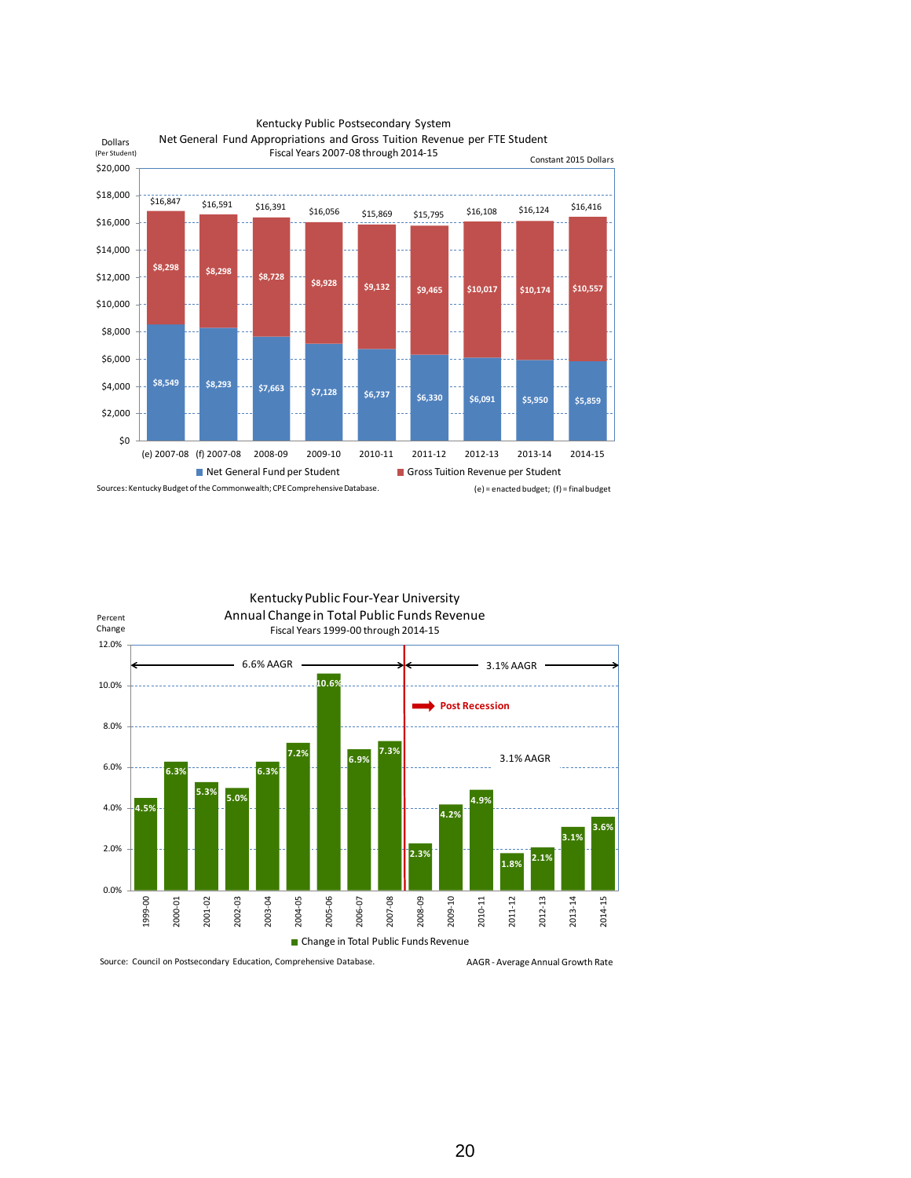## Kentucky Public Postsecondary System
### Net General Fund Appropriations and Gross Tuition Revenue per FTE Student
Fiscal Years 2007-08 through 2014-15

Constant 2015 Dollars

| Fiscal Year | Net General Fund per Student | Gross Tuition Revenue per Student | Total |
|---|---|---|---|
| (e) 2007-08 | $8,549 | $8,298 | $16,847 |
| (f) 2007-08 | $8,293 | $8,298 | $16,591 |
| 2008-09 | $7,663 | $8,728 | $16,391 |
| 2009-10 | $7,128 | $8,928 | $16,056 |
| 2010-11 | $6,737 | $9,132 | $15,869 |
| 2011-12 | $6,330 | $9,465 | $15,795 |
| 2012-13 | $6,091 | $10,017 | $16,108 |
| 2013-14 | $5,950 | $10,174 | $16,124 |
| 2014-15 | $5,859 | $10,557 | $16,416 |

Sources: Kentucky Budget of the Commonwealth; CPE Comprehensive Database.

(e) = enacted budget; (f) = final budget

## Kentucky Public Four-Year University
### Annual Change in Total Public Funds Revenue
Fiscal Years 1999-00 through 2014-15

| Fiscal Year | Change in Total Public Funds Revenue |
|---|---|
| 1999-00 | 4.5% |
| 2000-01 | 6.3% |
| 2001-02 | 5.3% |
| 2002-03 | 5.0% |
| 2003-04 | 6.3% |
| 2004-05 | 7.2% |
| 2005-06 | 10.6% |
| 2006-07 | 6.9% |
| 2007-08 | 7.3% |
| 2008-09 | 2.3% |
| 2009-10 | 4.2% |
| 2010-11 | 4.9% |
| 2011-12 | 1.8% |
| 2012-13 | 2.1% |
| 2013-14 | 3.1% |
| 2014-15 | 3.6% |

1999-00 through 2007-08: 6.6% AAGR

Post Recession (2008-09 through 2014-15): 3.1% AAGR

Source: Council on Postsecondary Education, Comprehensive Database.

AAGR - Average Annual Growth Rate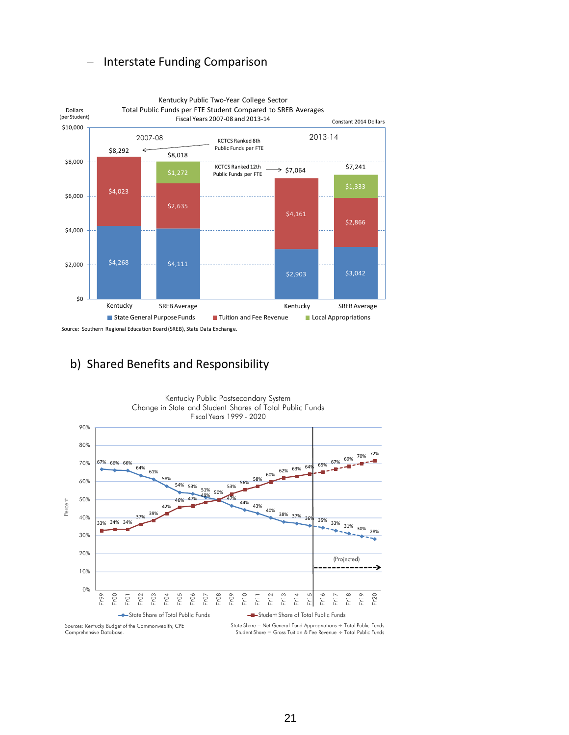– Interstate Funding Comparison

**Kentucky Public Two-Year College Sector**
**Total Public Funds per FTE Student Compared to SREB Averages**
**Fiscal Years 2007-08 and 2013-14**

Constant 2014 Dollars

Dollars (per Student)

| | 2007-08 Kentucky | 2007-08 SREB Average | 2013-14 Kentucky | 2013-14 SREB Average |
|---|---|---|---|---|
| State General Purpose Funds | $4,268 | $4,111 | $2,903 | $3,042 |
| Tuition and Fee Revenue | $4,023 | $2,635 | $4,161 | $2,866 |
| Local Appropriations | | $1,272 | | $1,333 |
| Total | $8,292 | $8,018 | $7,064 | $7,241 |

KCTCS Ranked 8th Public Funds per FTE (2007-08)

KCTCS Ranked 12th Public Funds per FTE (2013-14)

Source: Southern Regional Education Board (SREB), State Data Exchange.

## b) Shared Benefits and Responsibility

**Kentucky Public Postsecondary System**
**Change in State and Student Shares of Total Public Funds**
**Fiscal Years 1999 - 2020**

| Fiscal Year | State Share of Total Public Funds | Student Share of Total Public Funds |
|---|---|---|
| FY99 | 67% | 33% |
| FY00 | 66% | 34% |
| FY01 | 66% | 34% |
| FY02 | 64% | 37% |
| FY03 | 61% | 39% |
| FY04 | 58% | 42% |
| FY05 | 54% | 46% |
| FY06 | 53% | 47% |
| FY07 | 51% | 49% |
| FY08 | 50% | 50% |
| FY09 | 47% | 53% |
| FY10 | 44% | 56% |
| FY11 | 43% | 58% |
| FY12 | 40% | 60% |
| FY13 | 38% | 62% |
| FY14 | 37% | 63% |
| FY15 | 36% | 64% |
| FY16 (Projected) | 35% | 65% |
| FY17 (Projected) | 33% | 67% |
| FY18 (Projected) | 31% | 69% |
| FY19 (Projected) | 30% | 70% |
| FY20 (Projected) | 28% | 72% |

Sources: Kentucky Budget of the Commonwealth; CPE Comprehensive Database.

State Share = Net General Fund Appropriations ÷ Total Public Funds
Student Share = Gross Tuition & Fee Revenue ÷ Total Public Funds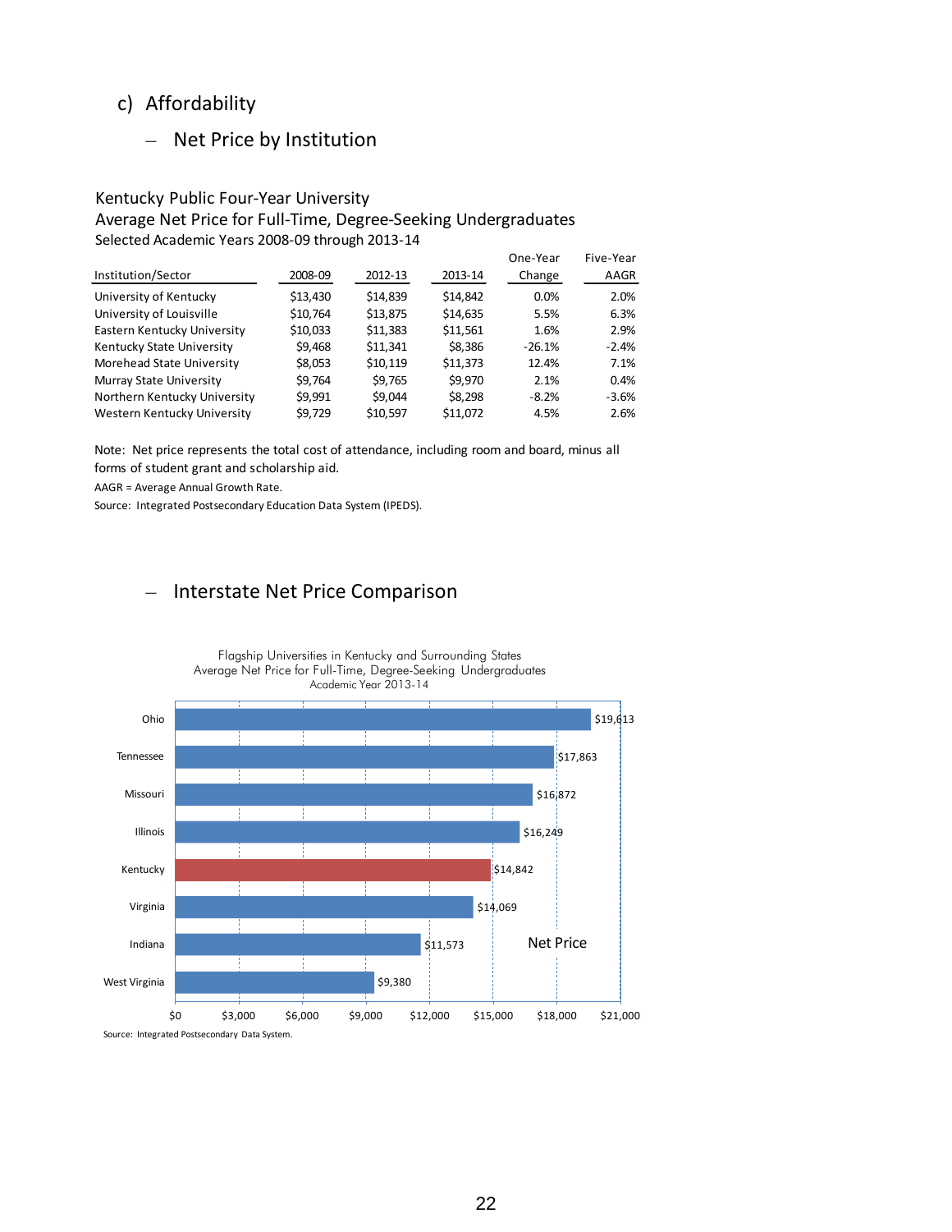## c) Affordability

### – Net Price by Institution

Kentucky Public Four-Year University
Average Net Price for Full-Time, Degree-Seeking Undergraduates
Selected Academic Years 2008-09 through 2013-14

| Institution/Sector | 2008-09 | 2012-13 | 2013-14 | One-Year Change | Five-Year AAGR |
|---|---|---|---|---|---|
| University of Kentucky | $13,430 | $14,839 | $14,842 | 0.0% | 2.0% |
| University of Louisville | $10,764 | $13,875 | $14,635 | 5.5% | 6.3% |
| Eastern Kentucky University | $10,033 | $11,383 | $11,561 | 1.6% | 2.9% |
| Kentucky State University | $9,468 | $11,341 | $8,386 | -26.1% | -2.4% |
| Morehead State University | $8,053 | $10,119 | $11,373 | 12.4% | 7.1% |
| Murray State University | $9,764 | $9,765 | $9,970 | 2.1% | 0.4% |
| Northern Kentucky University | $9,991 | $9,044 | $8,298 | -8.2% | -3.6% |
| Western Kentucky University | $9,729 | $10,597 | $11,072 | 4.5% | 2.6% |

Note: Net price represents the total cost of attendance, including room and board, minus all forms of student grant and scholarship aid.

AAGR = Average Annual Growth Rate.

Source: Integrated Postsecondary Education Data System (IPEDS).

### – Interstate Net Price Comparison

Flagship Universities in Kentucky and Surrounding States
Average Net Price for Full-Time, Degree-Seeking Undergraduates
Academic Year 2013-14

| State | Net Price |
|---|---|
| Ohio | $19,613 |
| Tennessee | $17,863 |
| Missouri | $16,872 |
| Illinois | $16,249 |
| Kentucky | $14,842 |
| Virginia | $14,069 |
| Indiana | $11,573 |
| West Virginia | $9,380 |

Source: Integrated Postsecondary Data System.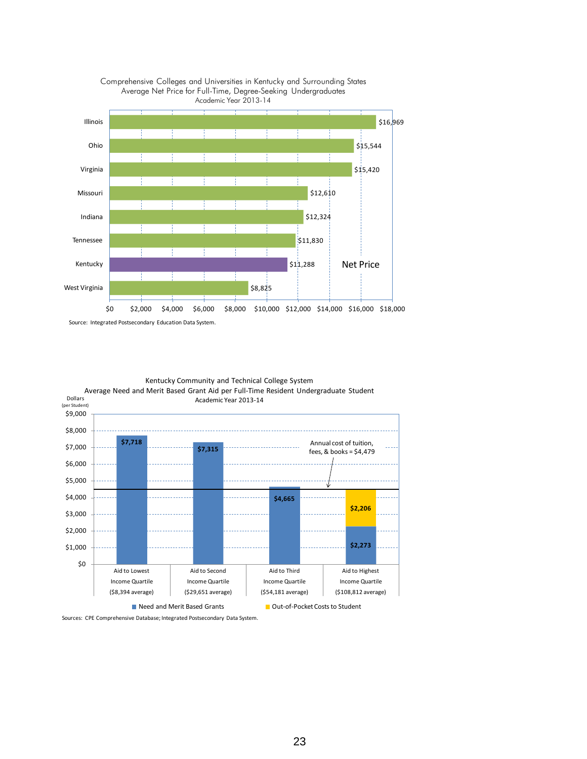## Comprehensive Colleges and Universities in Kentucky and Surrounding States
### Average Net Price for Full-Time, Degree-Seeking Undergraduates
### Academic Year 2013-14

| State | Net Price |
| --- | --- |
| Illinois | $16,969 |
| Ohio | $15,544 |
| Virginia | $15,420 |
| Missouri | $12,610 |
| Indiana | $12,324 |
| Tennessee | $11,830 |
| Kentucky | $11,288 |
| West Virginia | $8,825 |

Source: Integrated Postsecondary Education Data System.

## Kentucky Community and Technical College System
### Average Need and Merit Based Grant Aid per Full-Time Resident Undergraduate Student
### Academic Year 2013-14

Dollars (per Student)

Annual cost of tuition, fees, & books = $4,479

| | Need and Merit Based Grants | Out-of-Pocket Costs to Student |
| --- | --- | --- |
| Aid to Lowest Income Quartile ($8,394 average) | $7,718 | |
| Aid to Second Income Quartile ($29,651 average) | $7,315 | |
| Aid to Third Income Quartile ($54,181 average) | $4,665 | |
| Aid to Highest Income Quartile ($108,812 average) | $2,273 | $2,206 |

Sources: CPE Comprehensive Database; Integrated Postsecondary Data System.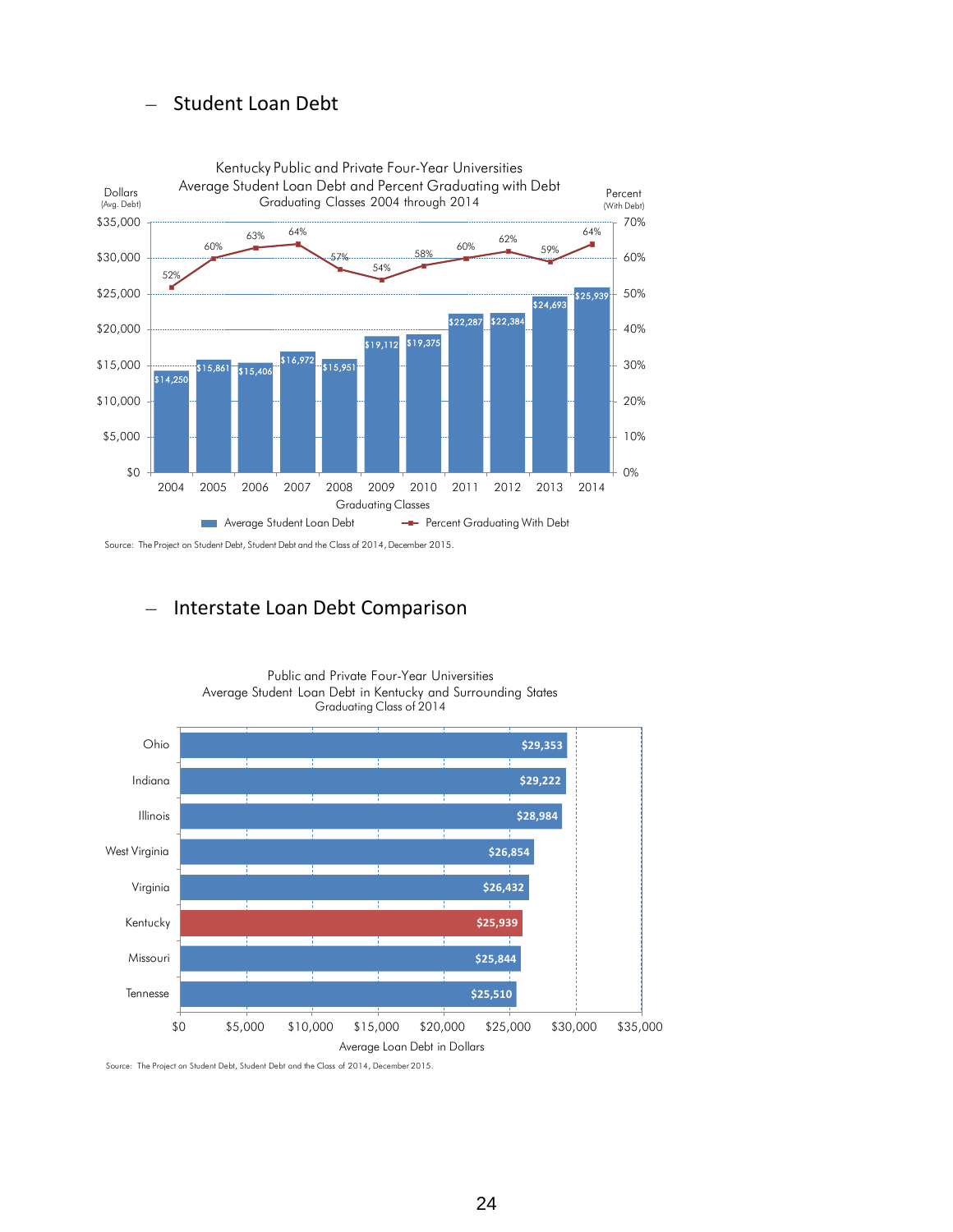## Student Loan Debt

Kentucky Public and Private Four-Year Universities
Average Student Loan Debt and Percent Graduating with Debt
Graduating Classes 2004 through 2014

| Graduating Class | Average Student Loan Debt | Percent Graduating With Debt |
|---|---|---|
| 2004 | $14,250 | 52% |
| 2005 | $15,861 | 60% |
| 2006 | $15,406 | 63% |
| 2007 | $16,972 | 64% |
| 2008 | $15,951 | 57% |
| 2009 | $19,112 | 54% |
| 2010 | $19,375 | 58% |
| 2011 | $22,287 | 60% |
| 2012 | $22,384 | 62% |
| 2013 | $24,693 | 59% |
| 2014 | $25,939 | 64% |

Source: The Project on Student Debt, Student Debt and the Class of 2014, December 2015.

## Interstate Loan Debt Comparison

Public and Private Four-Year Universities
Average Student Loan Debt in Kentucky and Surrounding States
Graduating Class of 2014

| State | Average Loan Debt in Dollars |
|---|---|
| Ohio | $29,353 |
| Indiana | $29,222 |
| Illinois | $28,984 |
| West Virginia | $26,854 |
| Virginia | $26,432 |
| Kentucky | $25,939 |
| Missouri | $25,844 |
| Tennessee | $25,510 |

Source: The Project on Student Debt, Student Debt and the Class of 2014, December 2015.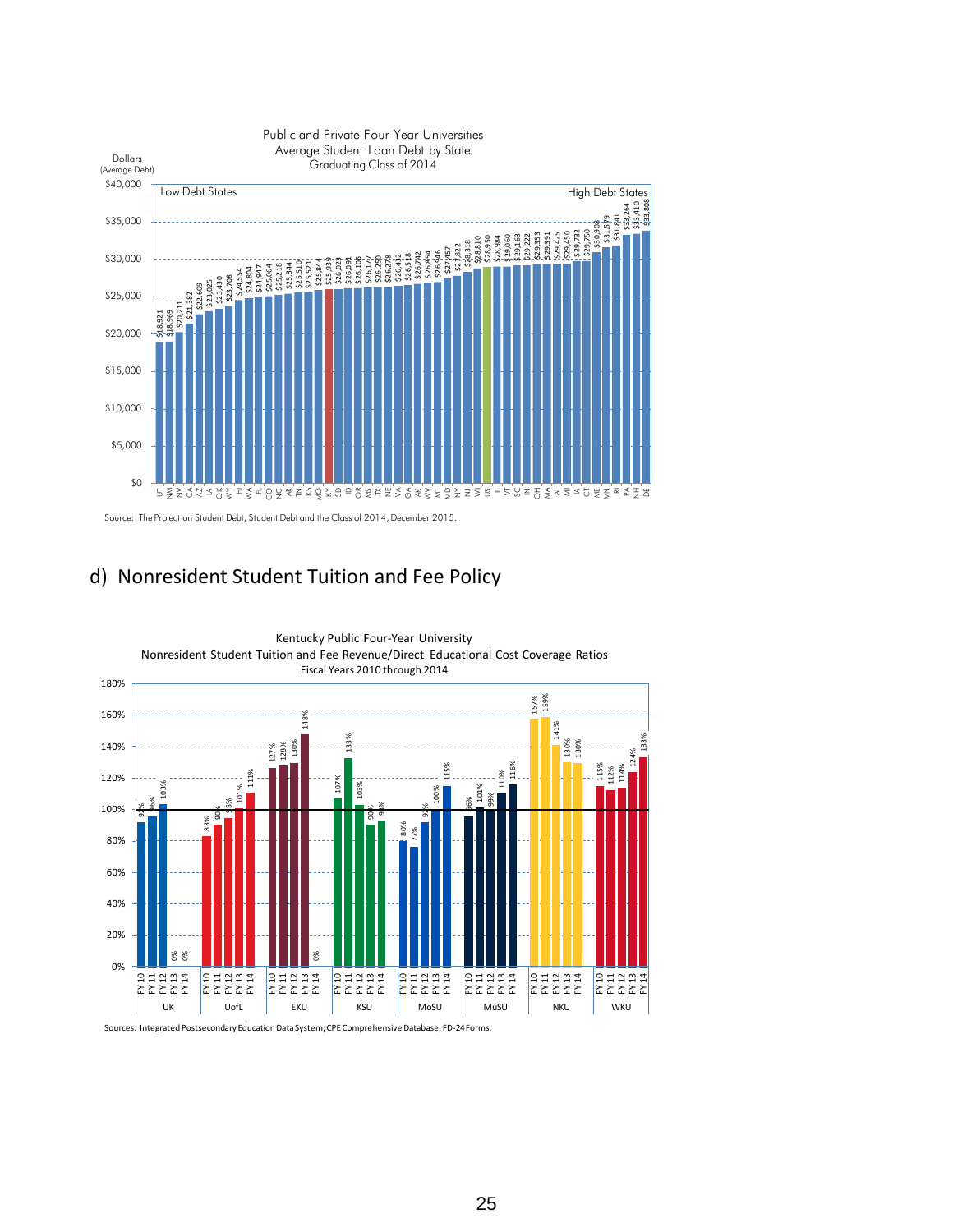Public and Private Four-Year Universities
Average Student Loan Debt by State
Graduating Class of 2014

| State | Average Debt |
|---|---|
| UT | $18,921 |
| NM | $18,969 |
| NV | $20,211 |
| CA | $21,382 |
| AZ | $22,609 |
| LA | $23,025 |
| OK | $23,430 |
| WY | $23,708 |
| HI | $24,554 |
| WA | $24,804 |
| FL | $24,947 |
| CO | $25,064 |
| NC | $25,218 |
| AR | $25,344 |
| TN | $25,510 |
| KS | $25,521 |
| MO | $25,844 |
| KY | $25,939 |
| SD | $26,023 |
| ID | $26,091 |
| OR | $26,106 |
| MS | $26,177 |
| TX | $26,250 |
| NE | $26,278 |
| VA | $26,432 |
| GA | $26,518 |
| AK | $26,742 |
| WV | $26,854 |
| MT | $26,946 |
| MD | $27,457 |
| NY | $27,822 |
| NJ | $28,318 |
| WI | $28,810 |
| US | $28,950 |
| IL | $28,984 |
| VT | $29,060 |
| SC | $29,163 |
| IN | $29,222 |
| OH | $29,353 |
| MA | $29,391 |
| AL | $29,425 |
| MI | $29,450 |
| IA | $29,732 |
| CT | $29,750 |
| ME | $30,908 |
| MN | $31,579 |
| RI | $31,841 |
| PA | $33,264 |
| NH | $33,410 |
| DE | $33,808 |

Source: The Project on Student Debt, Student Debt and the Class of 2014, December 2015.

## d) Nonresident Student Tuition and Fee Policy

Kentucky Public Four-Year University
Nonresident Student Tuition and Fee Revenue/Direct Educational Cost Coverage Ratios
Fiscal Years 2010 through 2014

| Institution | FY 10 | FY 11 | FY 12 | FY 13 | FY 14 |
|---|---|---|---|---|---|
| UK | 92% | 96% | 103% | 0% | 0% |
| UofL | 83% | 90% | 95% | 101% | 111% |
| EKU | 127% | 128% | 130% | 148% | 0% |
| KSU | 107% | 133% | 103% | 90% | 93% |
| MoSU | 80% | 77% | 92% | 100% | 115% |
| MuSU | 96% | 101% | 99% | 110% | 116% |
| NKU | 157% | 159% | 141% | 130% | 130% |
| WKU | 115% | 112% | 114% | 124% | 133% |

Sources: Integrated Postsecondary Education Data System; CPE Comprehensive Database, FD-24 Forms.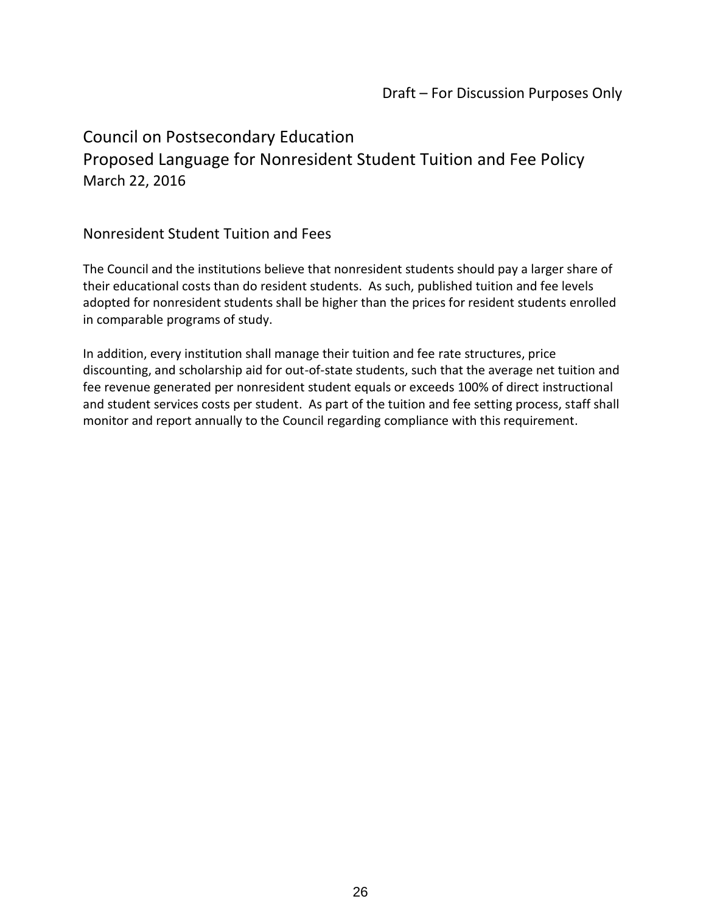Draft – For Discussion Purposes Only

# Council on Postsecondary Education
## Proposed Language for Nonresident Student Tuition and Fee Policy

March 22, 2016

### Nonresident Student Tuition and Fees

The Council and the institutions believe that nonresident students should pay a larger share of their educational costs than do resident students. As such, published tuition and fee levels adopted for nonresident students shall be higher than the prices for resident students enrolled in comparable programs of study.

In addition, every institution shall manage their tuition and fee rate structures, price discounting, and scholarship aid for out-of-state students, such that the average net tuition and fee revenue generated per nonresident student equals or exceeds 100% of direct instructional and student services costs per student. As part of the tuition and fee setting process, staff shall monitor and report annually to the Council regarding compliance with this requirement.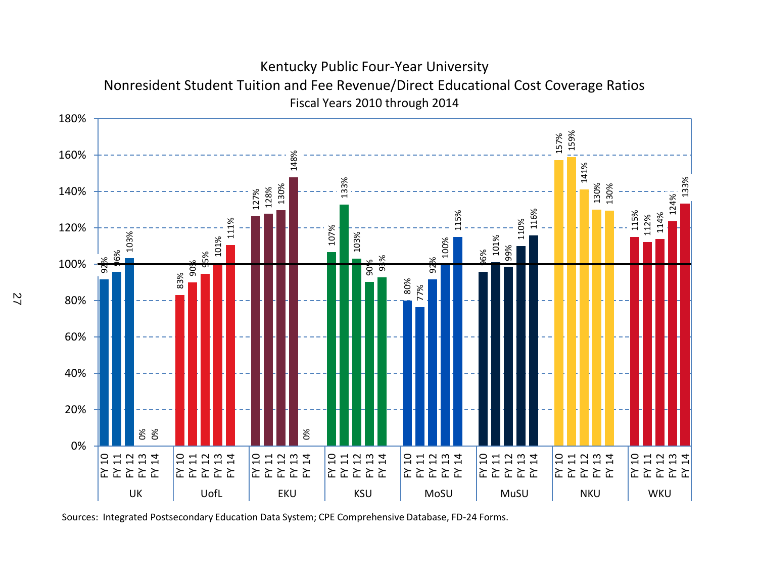Kentucky Public Four-Year University

Nonresident Student Tuition and Fee Revenue/Direct Educational Cost Coverage Ratios

Fiscal Years 2010 through 2014

180%
160%
140%
120%
100%
80%
60%
40%
20%
0%

UK: 92% 96% 103% 0% 0%

UofL: 83% 90% 95% 101% 111%

EKU: 127% 128% 130% 148% 0%

KSU: 107% 133% 103% 90% 93%

MoSU: 80% 77% 92% 100% 115%

MuSU: 96% 101% 99% 110% 116%

NKU: 157% 159% 141% 130% 130%

WKU: 115% 112% 114% 124% 133%

FY 10 FY 11 FY 12 FY 13 FY 14

UK UofL EKU KSU MoSU MuSU NKU WKU

Sources: Integrated Postsecondary Education Data System; CPE Comprehensive Database, FD-24 Forms.